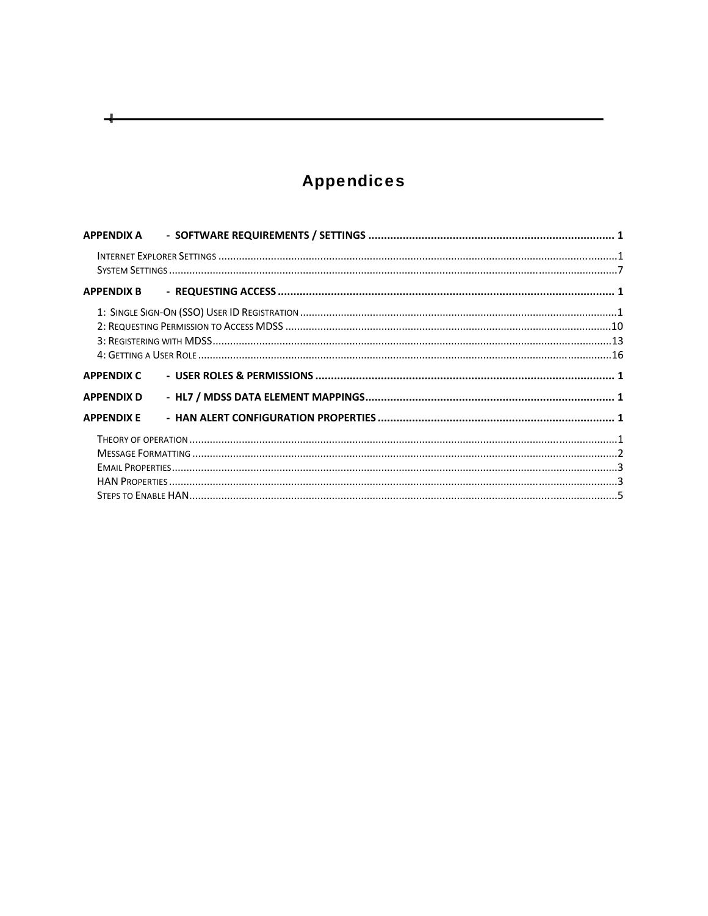# Appendices

**APPENDIX A - SOFTWARE REQUIREMENTS / SETTINGS .............................................................................. 1**

INTERNET EXPLORER SETTINGS .......................................................................................................................................1
SYSTEM SETTINGS .........................................................................................................................................................7

**APPENDIX B - REQUESTING ACCESS ........................................................................................................... 1**

1: SINGLE SIGN-ON (SSO) USER ID REGISTRATION ............................................................................................................1
2: REQUESTING PERMISSION TO ACCESS MDSS ...............................................................................................................10
3: REGISTERING WITH MDSS........................................................................................................................................13
4: GETTING A USER ROLE .............................................................................................................................................16

**APPENDIX C - USER ROLES & PERMISSIONS ................................................................................................ 1**

**APPENDIX D - HL7 / MDSS DATA ELEMENT MAPPINGS................................................................................ 1**

**APPENDIX E - HAN ALERT CONFIGURATION PROPERTIES ........................................................................... 1**

THEORY OF OPERATION .................................................................................................................................................1
MESSAGE FORMATTING ................................................................................................................................................2
EMAIL PROPERTIES........................................................................................................................................................3
HAN PROPERTIES .........................................................................................................................................................3
STEPS TO ENABLE HAN..................................................................................................................................................5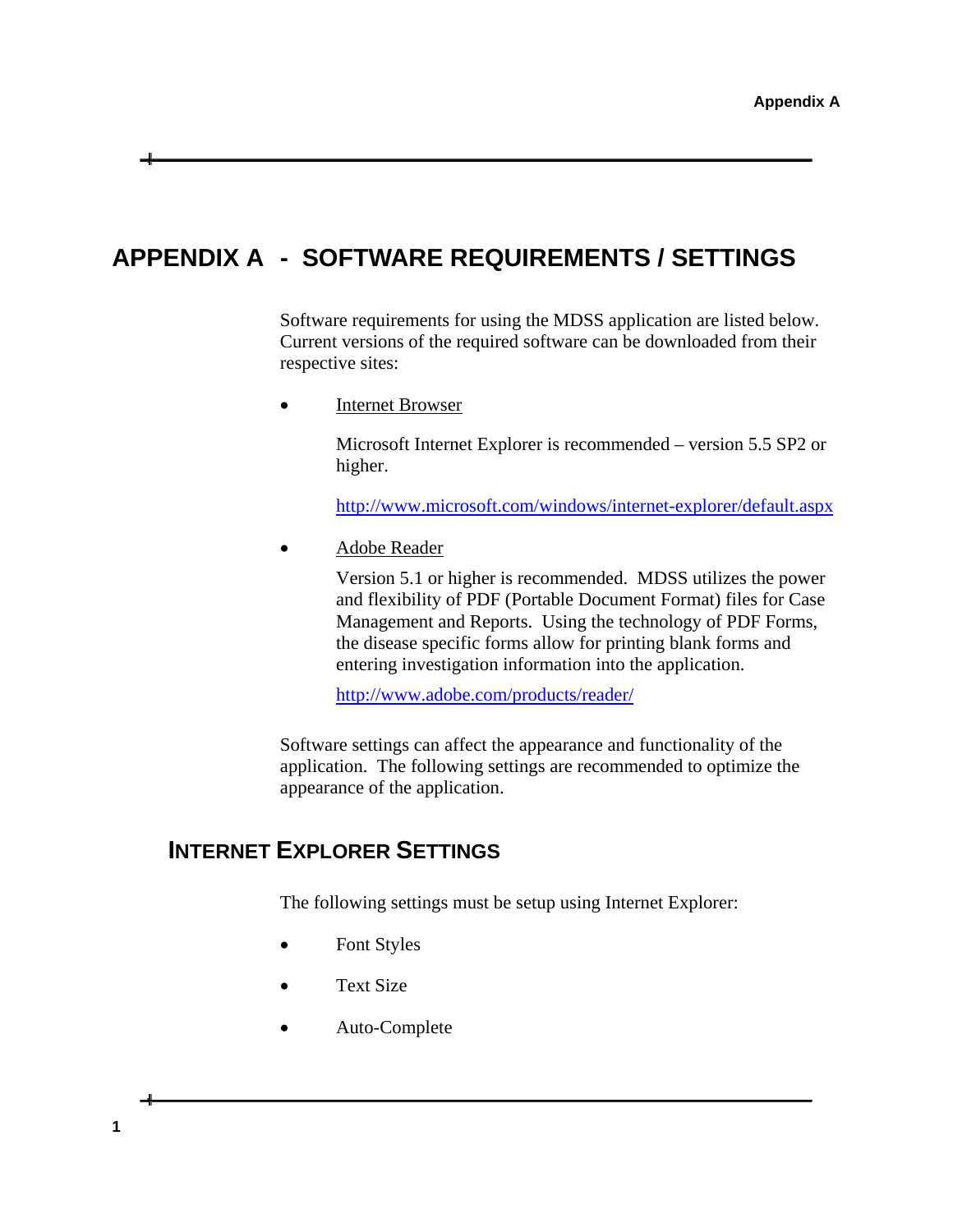# APPENDIX A - SOFTWARE REQUIREMENTS / SETTINGS

Software requirements for using the MDSS application are listed below. Current versions of the required software can be downloaded from their respective sites:

- Internet Browser

  Microsoft Internet Explorer is recommended – version 5.5 SP2 or higher.

  http://www.microsoft.com/windows/internet-explorer/default.aspx

- Adobe Reader

  Version 5.1 or higher is recommended. MDSS utilizes the power and flexibility of PDF (Portable Document Format) files for Case Management and Reports. Using the technology of PDF Forms, the disease specific forms allow for printing blank forms and entering investigation information into the application.

  http://www.adobe.com/products/reader/

Software settings can affect the appearance and functionality of the application. The following settings are recommended to optimize the appearance of the application.

## INTERNET EXPLORER SETTINGS

The following settings must be setup using Internet Explorer:

- Font Styles
- Text Size
- Auto-Complete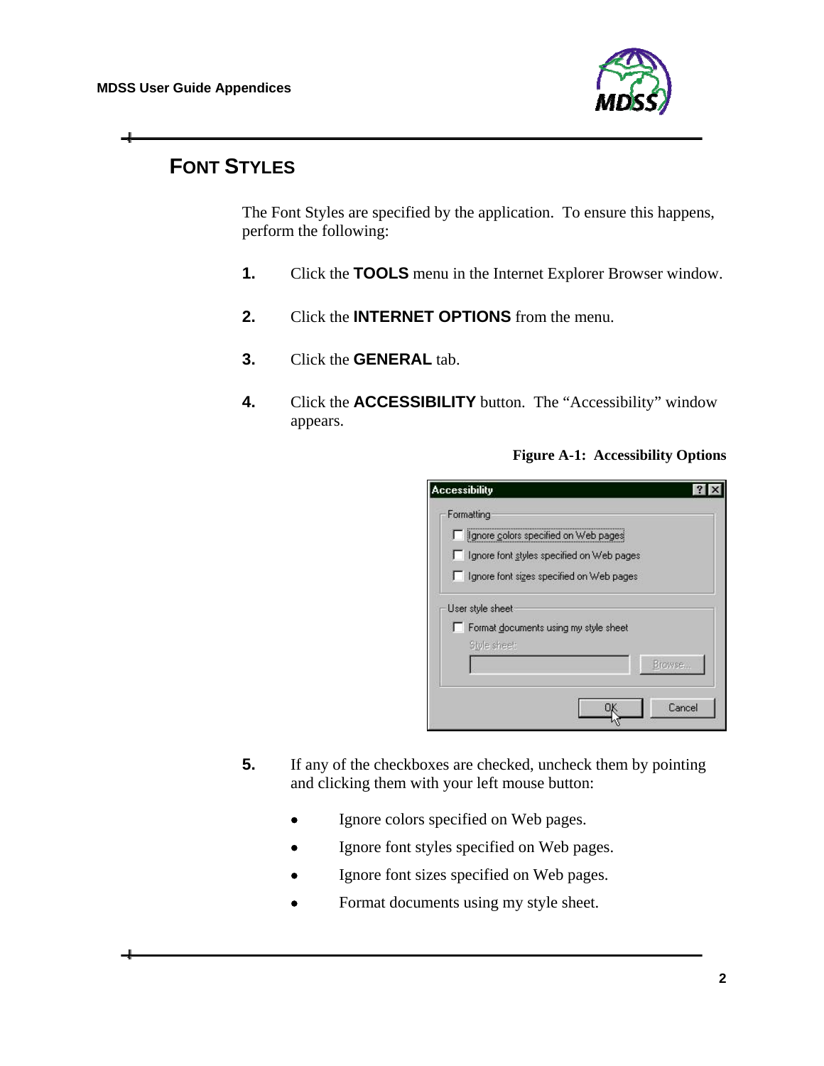## FONT STYLES

The Font Styles are specified by the application. To ensure this happens, perform the following:

1. Click the **TOOLS** menu in the Internet Explorer Browser window.

2. Click the **INTERNET OPTIONS** from the menu.

3. Click the **GENERAL** tab.

4. Click the **ACCESSIBILITY** button. The "Accessibility" window appears.

**Figure A-1: Accessibility Options**

5. If any of the checkboxes are checked, uncheck them by pointing and clicking them with your left mouse button:

   - Ignore colors specified on Web pages.
   - Ignore font styles specified on Web pages.
   - Ignore font sizes specified on Web pages.
   - Format documents using my style sheet.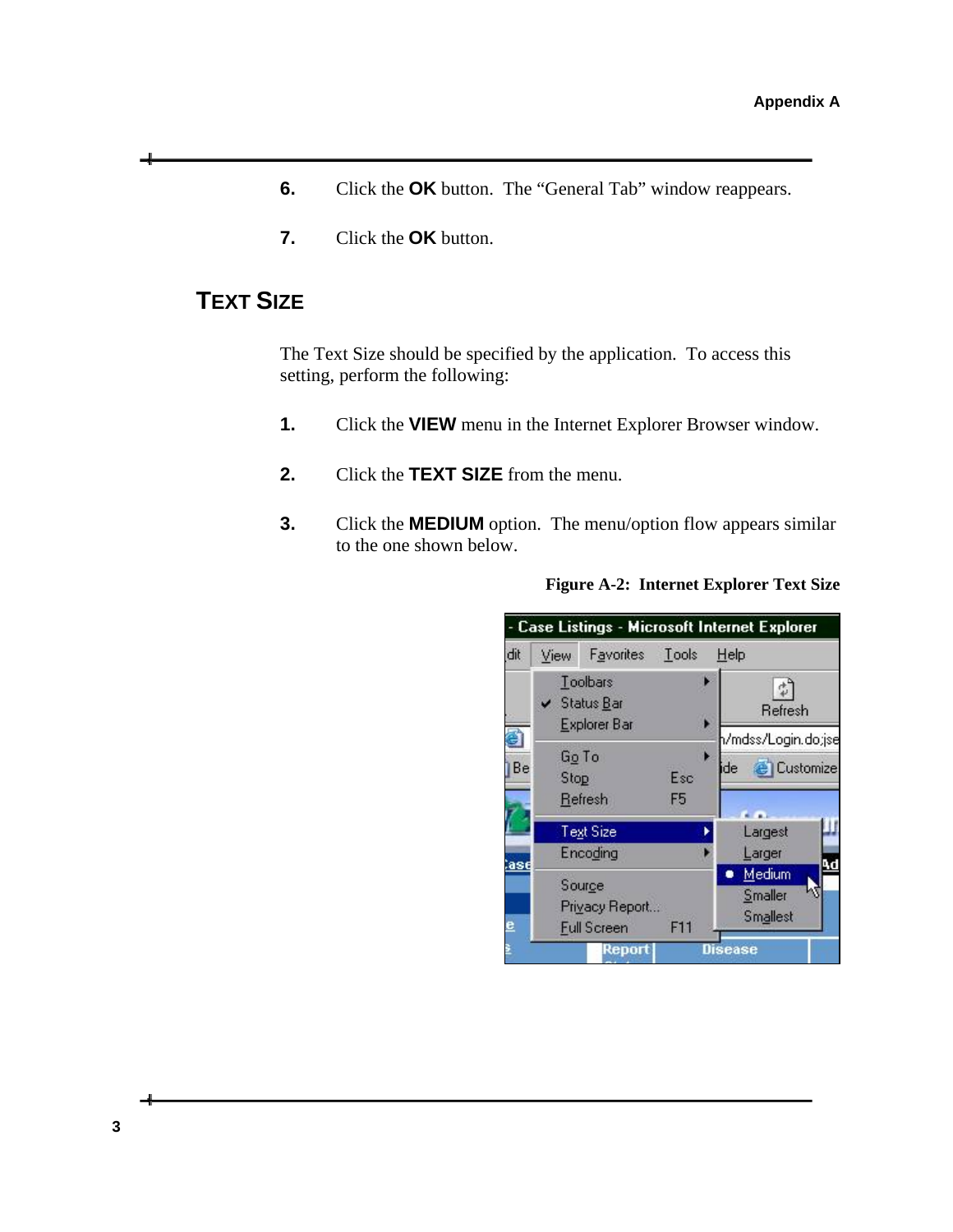6. Click the **OK** button. The "General Tab" window reappears.

7. Click the **OK** button.

## TEXT SIZE

The Text Size should be specified by the application. To access this setting, perform the following:

1. Click the **VIEW** menu in the Internet Explorer Browser window.

2. Click the **TEXT SIZE** from the menu.

3. Click the **MEDIUM** option. The menu/option flow appears similar to the one shown below.

**Figure A-2: Internet Explorer Text Size**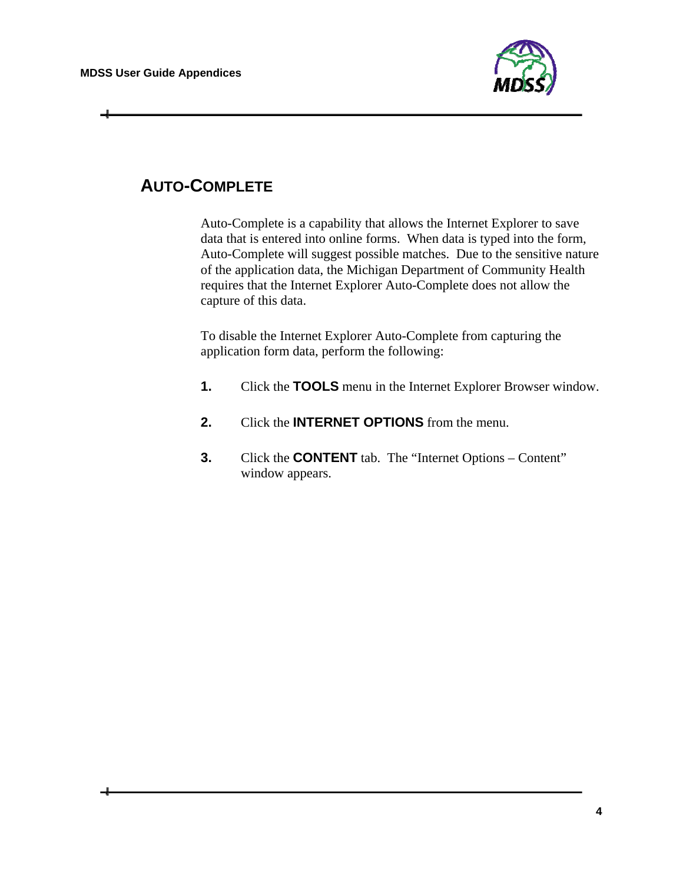## AUTO-COMPLETE

Auto-Complete is a capability that allows the Internet Explorer to save data that is entered into online forms. When data is typed into the form, Auto-Complete will suggest possible matches. Due to the sensitive nature of the application data, the Michigan Department of Community Health requires that the Internet Explorer Auto-Complete does not allow the capture of this data.

To disable the Internet Explorer Auto-Complete from capturing the application form data, perform the following:

1. Click the **TOOLS** menu in the Internet Explorer Browser window.

2. Click the **INTERNET OPTIONS** from the menu.

3. Click the **CONTENT** tab. The “Internet Options – Content” window appears.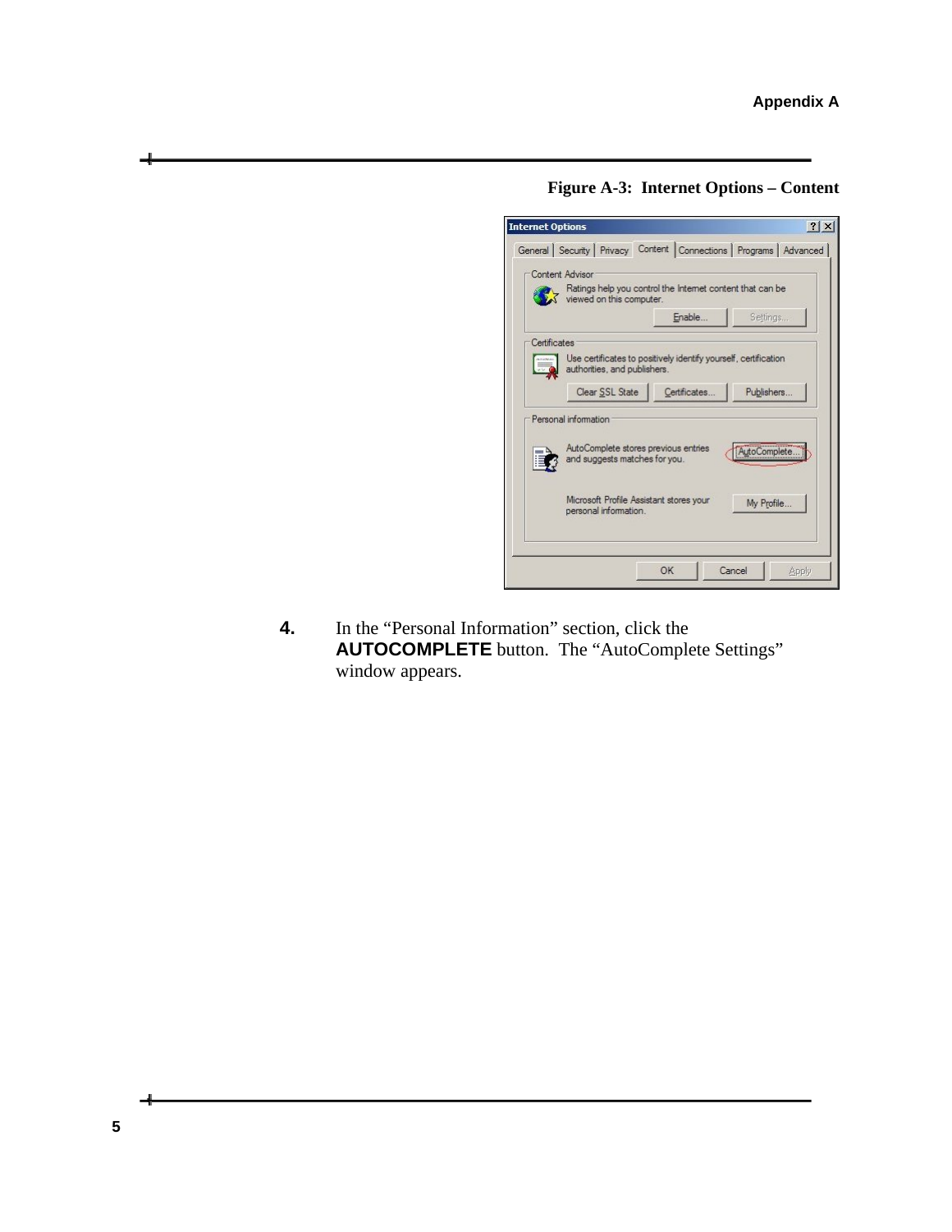**Figure A-3: Internet Options – Content**

4. In the “Personal Information” section, click the **AUTOCOMPLETE** button. The “AutoComplete Settings” window appears.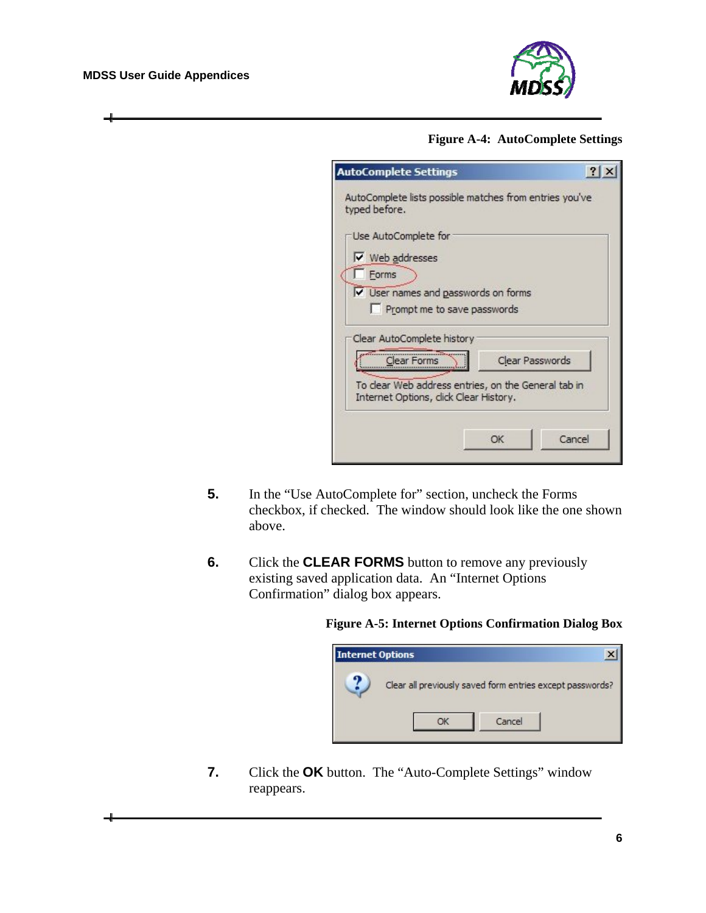Figure A-4: AutoComplete Settings

5. In the "Use AutoComplete for" section, uncheck the Forms checkbox, if checked. The window should look like the one shown above.

6. Click the **CLEAR FORMS** button to remove any previously existing saved application data. An "Internet Options Confirmation" dialog box appears.

Figure A-5: Internet Options Confirmation Dialog Box

7. Click the **OK** button. The "Auto-Complete Settings" window reappears.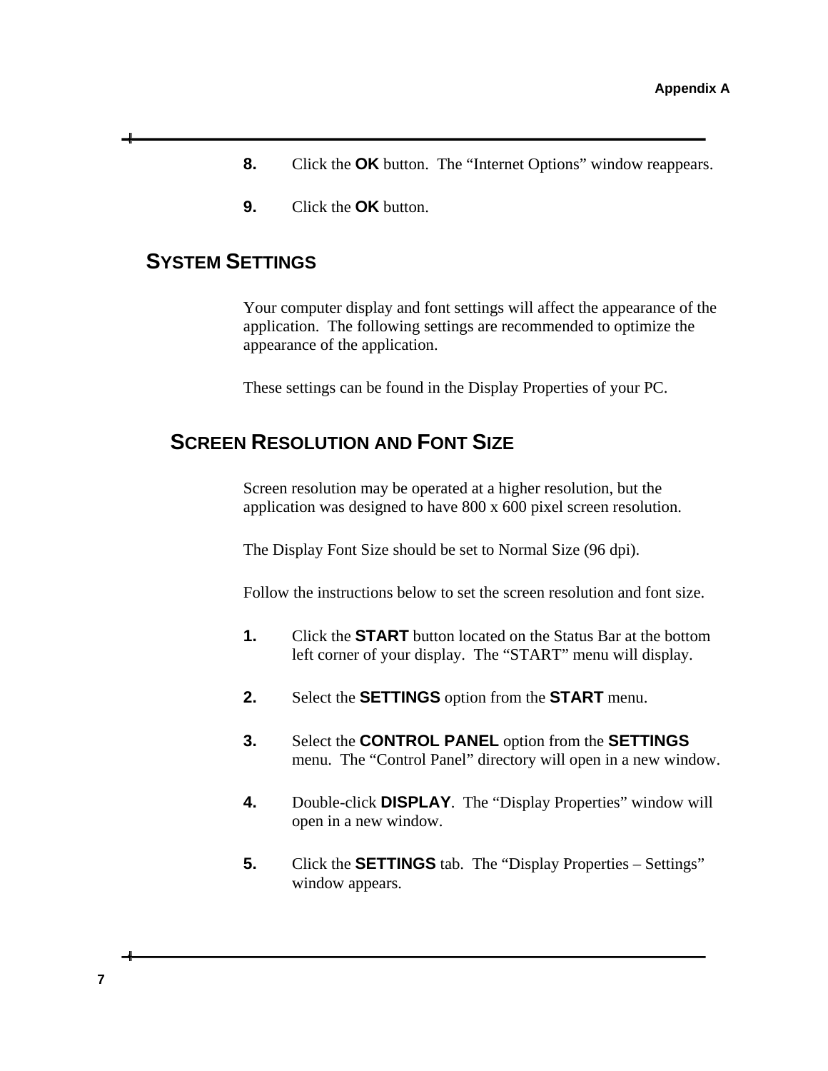8. Click the **OK** button. The "Internet Options" window reappears.

9. Click the **OK** button.

## SYSTEM SETTINGS

Your computer display and font settings will affect the appearance of the application. The following settings are recommended to optimize the appearance of the application.

These settings can be found in the Display Properties of your PC.

### SCREEN RESOLUTION AND FONT SIZE

Screen resolution may be operated at a higher resolution, but the application was designed to have 800 x 600 pixel screen resolution.

The Display Font Size should be set to Normal Size (96 dpi).

Follow the instructions below to set the screen resolution and font size.

1. Click the **START** button located on the Status Bar at the bottom left corner of your display. The "START" menu will display.

2. Select the **SETTINGS** option from the **START** menu.

3. Select the **CONTROL PANEL** option from the **SETTINGS** menu. The "Control Panel" directory will open in a new window.

4. Double-click **DISPLAY**. The "Display Properties" window will open in a new window.

5. Click the **SETTINGS** tab. The "Display Properties – Settings" window appears.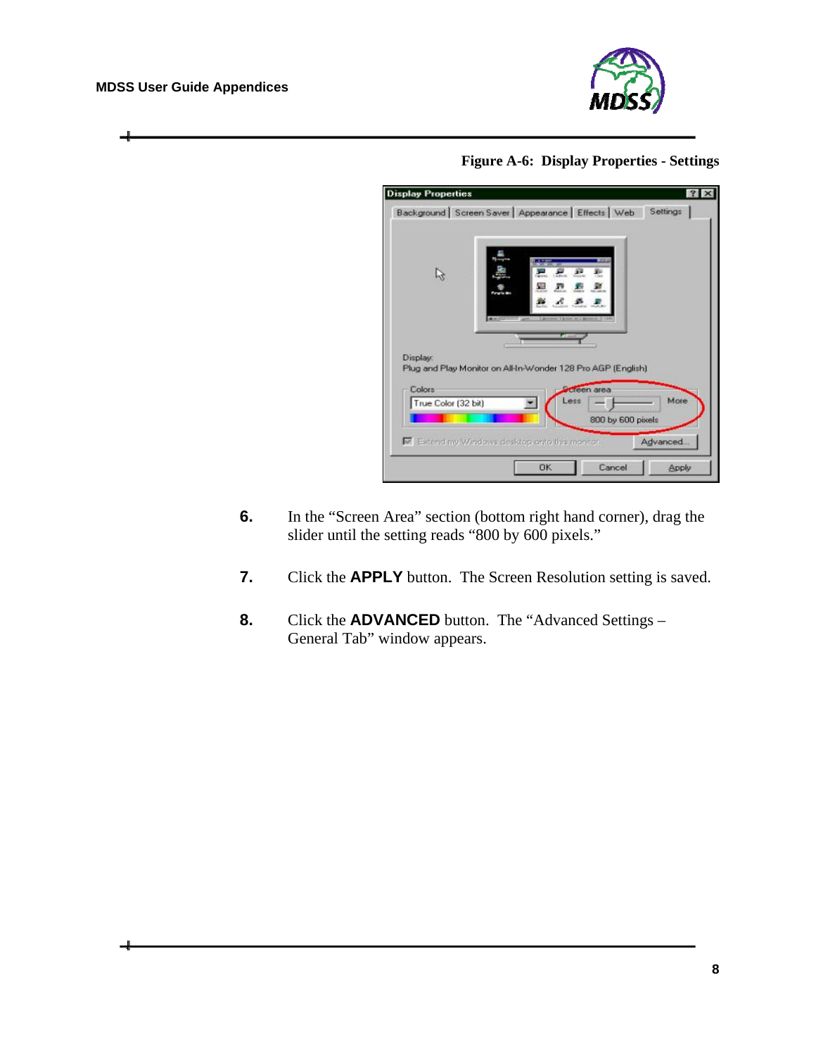**Figure A-6: Display Properties - Settings**

6. In the "Screen Area" section (bottom right hand corner), drag the slider until the setting reads "800 by 600 pixels."

7. Click the **APPLY** button. The Screen Resolution setting is saved.

8. Click the **ADVANCED** button. The "Advanced Settings – General Tab" window appears.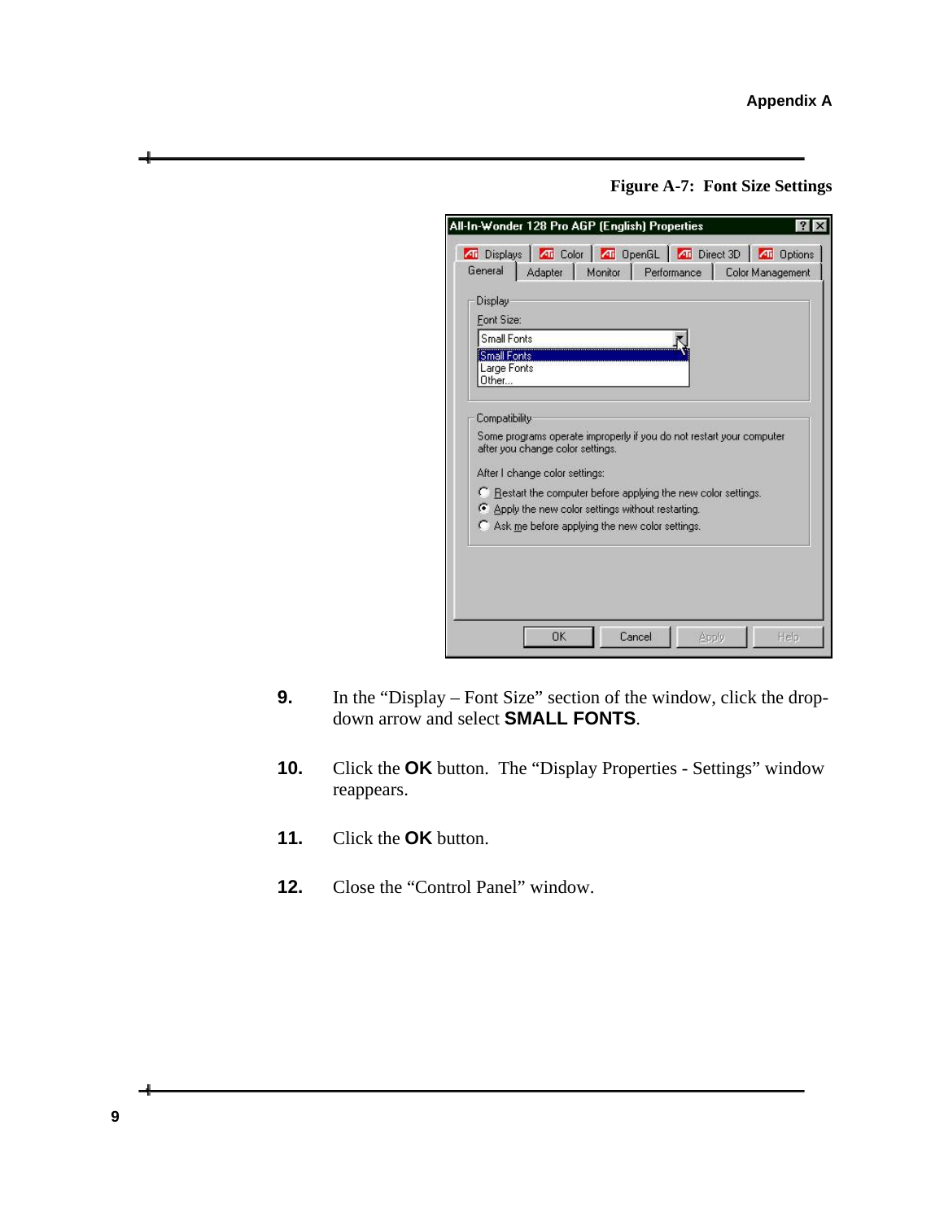**Figure A-7: Font Size Settings**

9. In the “Display – Font Size” section of the window, click the drop-down arrow and select **SMALL FONTS**.

10. Click the **OK** button. The “Display Properties - Settings” window reappears.

11. Click the **OK** button.

12. Close the “Control Panel” window.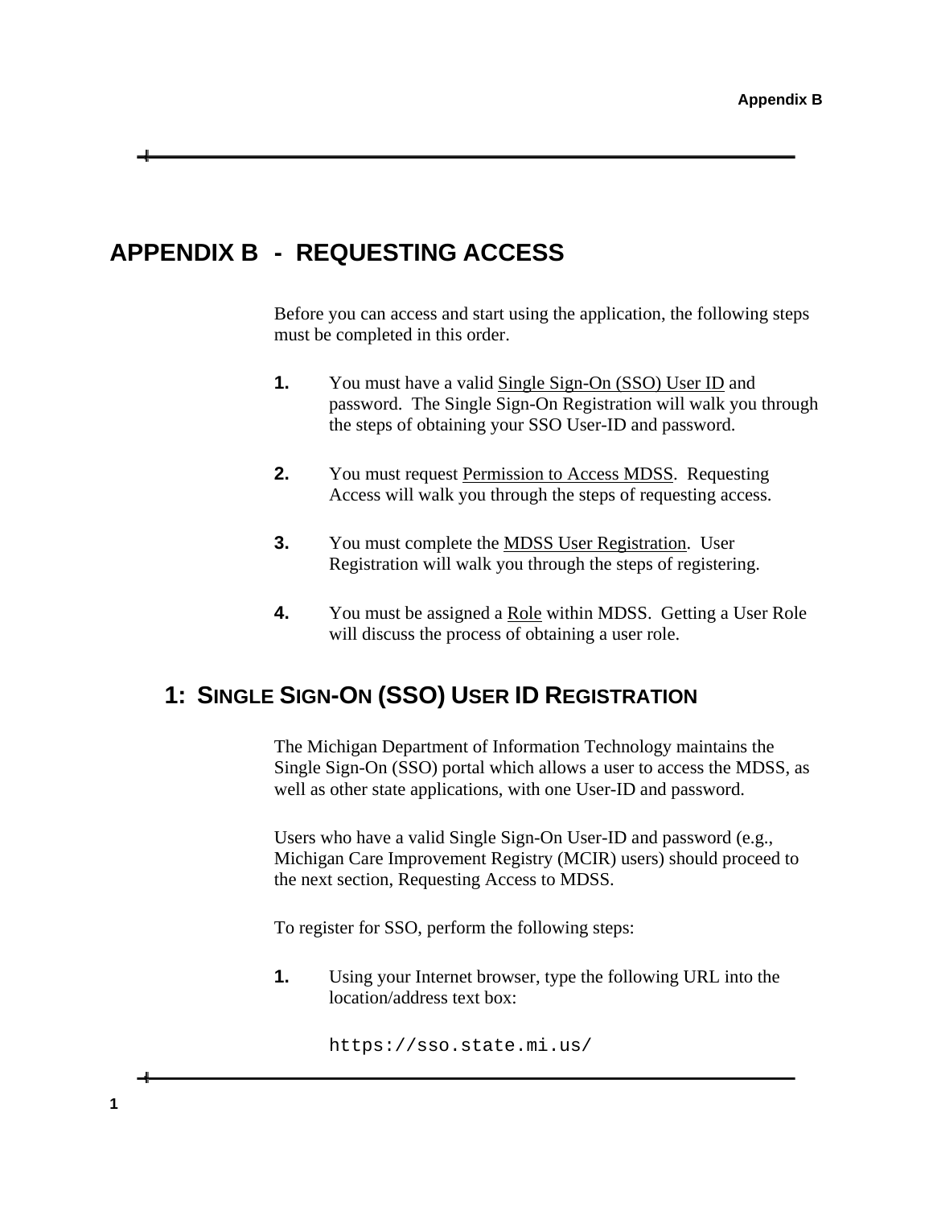# APPENDIX B - REQUESTING ACCESS

Before you can access and start using the application, the following steps must be completed in this order.

**1.** You must have a valid Single Sign-On (SSO) User ID and password. The Single Sign-On Registration will walk you through the steps of obtaining your SSO User-ID and password.

**2.** You must request Permission to Access MDSS. Requesting Access will walk you through the steps of requesting access.

**3.** You must complete the MDSS User Registration. User Registration will walk you through the steps of registering.

**4.** You must be assigned a Role within MDSS. Getting a User Role will discuss the process of obtaining a user role.

## 1: SINGLE SIGN-ON (SSO) USER ID REGISTRATION

The Michigan Department of Information Technology maintains the Single Sign-On (SSO) portal which allows a user to access the MDSS, as well as other state applications, with one User-ID and password.

Users who have a valid Single Sign-On User-ID and password (e.g., Michigan Care Improvement Registry (MCIR) users) should proceed to the next section, Requesting Access to MDSS.

To register for SSO, perform the following steps:

**1.** Using your Internet browser, type the following URL into the location/address text box:

```
https://sso.state.mi.us/
```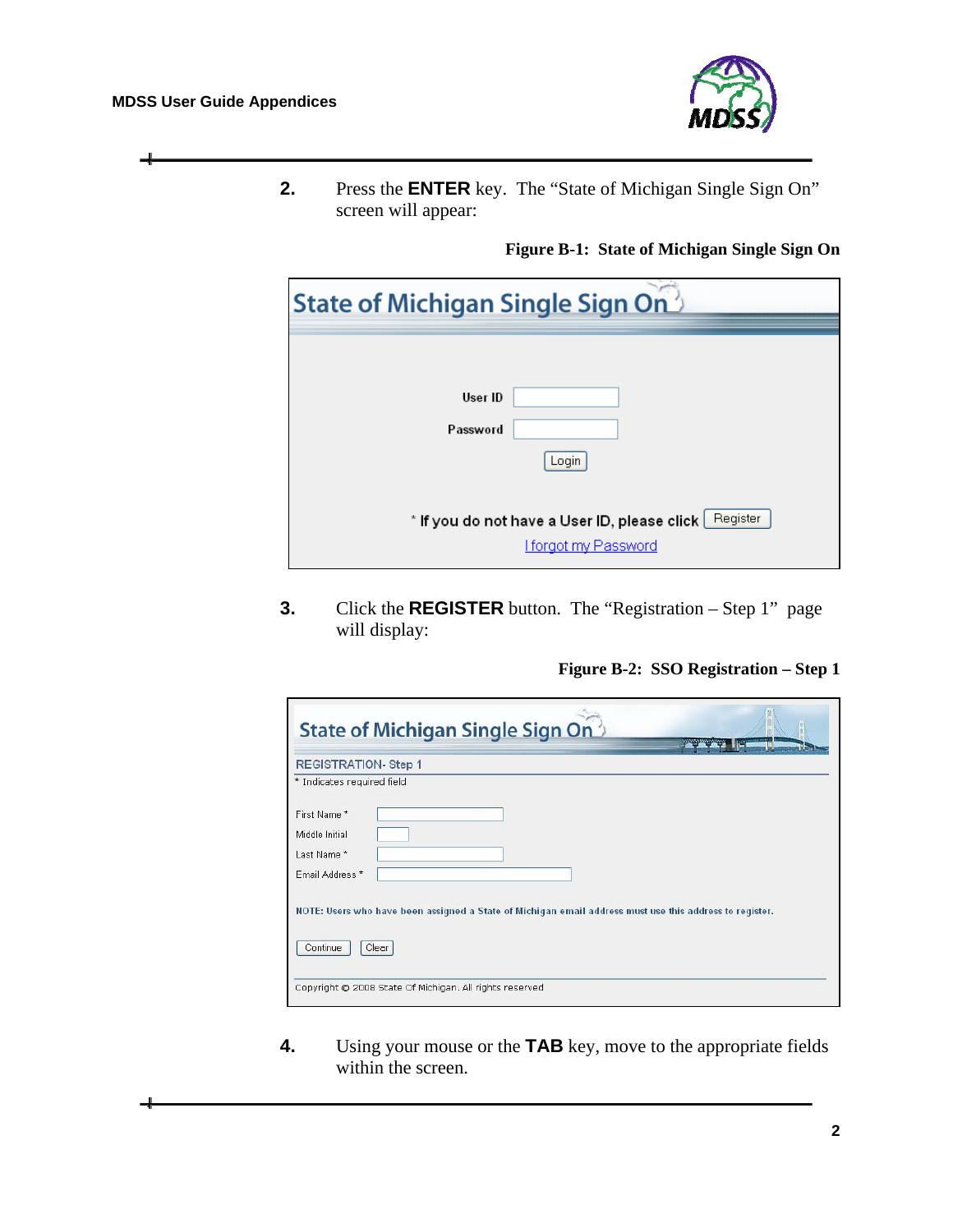2. Press the **ENTER** key. The "State of Michigan Single Sign On" screen will appear:

**Figure B-1: State of Michigan Single Sign On**

State of Michigan Single Sign On

User ID

Password

Login

* If you do not have a User ID, please click Register

I forgot my Password

3. Click the **REGISTER** button. The "Registration – Step 1" page will display:

**Figure B-2: SSO Registration – Step 1**

State of Michigan Single Sign On

REGISTRATION- Step 1

* Indicates required field

First Name *

Middle Initial

Last Name *

Email Address *

NOTE: Users who have been assigned a State of Michigan email address must use this address to register.

Continue Clear

Copyright © 2008 State Of Michigan. All rights reserved

4. Using your mouse or the **TAB** key, move to the appropriate fields within the screen.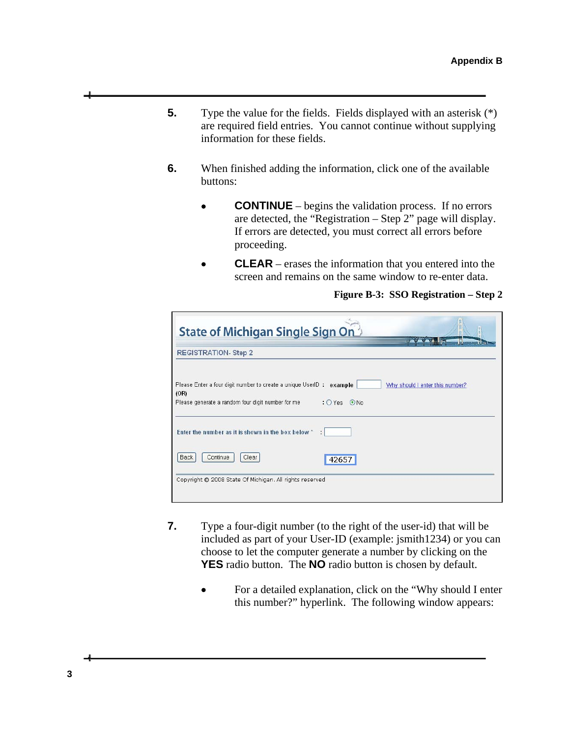5. Type the value for the fields. Fields displayed with an asterisk (*) are required field entries. You cannot continue without supplying information for these fields.

6. When finished adding the information, click one of the available buttons:

   - **CONTINUE** – begins the validation process. If no errors are detected, the "Registration – Step 2" page will display. If errors are detected, you must correct all errors before proceeding.
   - **CLEAR** – erases the information that you entered into the screen and remains on the same window to re-enter data.

**Figure B-3: SSO Registration – Step 2**

State of Michigan Single Sign On

REGISTRATION- Step 2

Please Enter a four digit number to create a unique UserID : example [ ] Why should I enter this number?
(OR)
Please generate a random four digit number for me : ○ Yes ◉ No

Enter the number as it is shown in the box below * : [ ]

[Back] [Continue] [Clear] 42657

Copyright © 2008 State Of Michigan. All rights reserved

7. Type a four-digit number (to the right of the user-id) that will be included as part of your User-ID (example: jsmith1234) or you can choose to let the computer generate a number by clicking on the **YES** radio button. The **NO** radio button is chosen by default.

   - For a detailed explanation, click on the "Why should I enter this number?" hyperlink. The following window appears: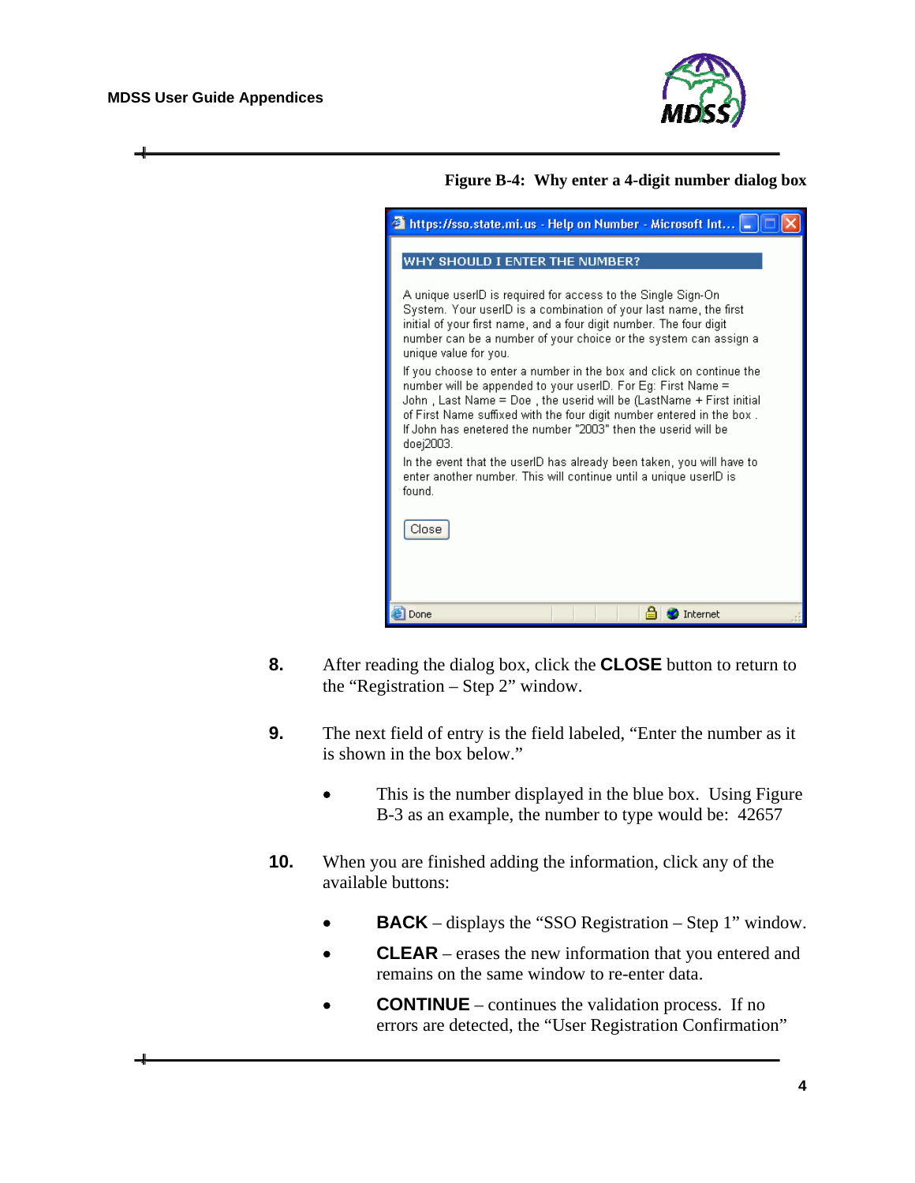**Figure B-4: Why enter a 4-digit number dialog box**

https://sso.state.mi.us - Help on Number - Microsoft Int...

WHY SHOULD I ENTER THE NUMBER?

A unique userID is required for access to the Single Sign-On System. Your userID is a combination of your last name, the first initial of your first name, and a four digit number. The four digit number can be a number of your choice or the system can assign a unique value for you.

If you choose to enter a number in the box and click on continue the number will be appended to your userID. For Eg: First Name = John , Last Name = Doe , the userid will be (LastName + First initial of First Name suffixed with the four digit number entered in the box . If John has enetered the number "2003" then the userid will be doej2003.

In the event that the userID has already been taken, you will have to enter another number. This will continue until a unique userID is found.

Close

8. After reading the dialog box, click the **CLOSE** button to return to the "Registration – Step 2" window.

9. The next field of entry is the field labeled, "Enter the number as it is shown in the box below."

   - This is the number displayed in the blue box. Using Figure B-3 as an example, the number to type would be: 42657

10. When you are finished adding the information, click any of the available buttons:

    - **BACK** – displays the "SSO Registration – Step 1" window.
    - **CLEAR** – erases the new information that you entered and remains on the same window to re-enter data.
    - **CONTINUE** – continues the validation process. If no errors are detected, the "User Registration Confirmation"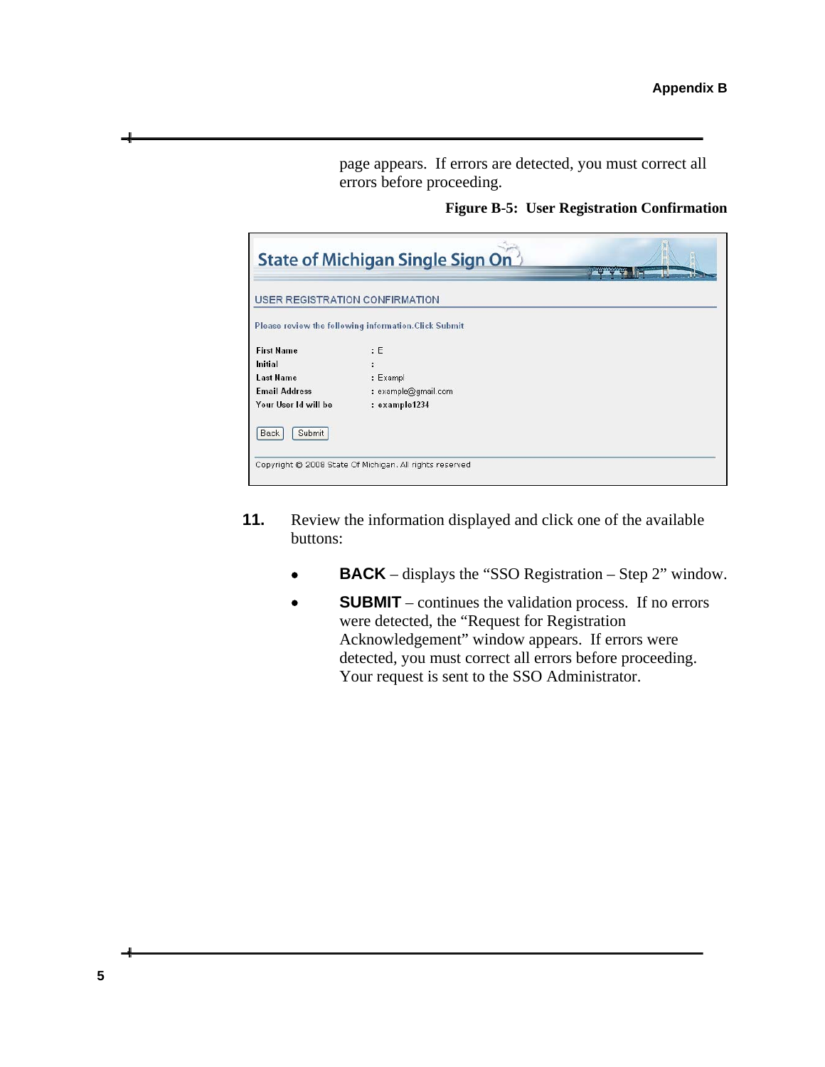page appears. If errors are detected, you must correct all errors before proceeding.

**Figure B-5: User Registration Confirmation**

State of Michigan Single Sign On

USER REGISTRATION CONFIRMATION

Please review the following information.Click Submit

| | |
|---|---|
| First Name | : E |
| Initial | : |
| Last Name | : Exampl |
| Email Address | : example@gmail.com |
| Your User Id will be | : example1234 |

Back Submit

Copyright © 2008 State Of Michigan. All rights reserved

**11.** Review the information displayed and click one of the available buttons:

- **BACK** – displays the "SSO Registration – Step 2" window.
- **SUBMIT** – continues the validation process. If no errors were detected, the "Request for Registration Acknowledgement" window appears. If errors were detected, you must correct all errors before proceeding. Your request is sent to the SSO Administrator.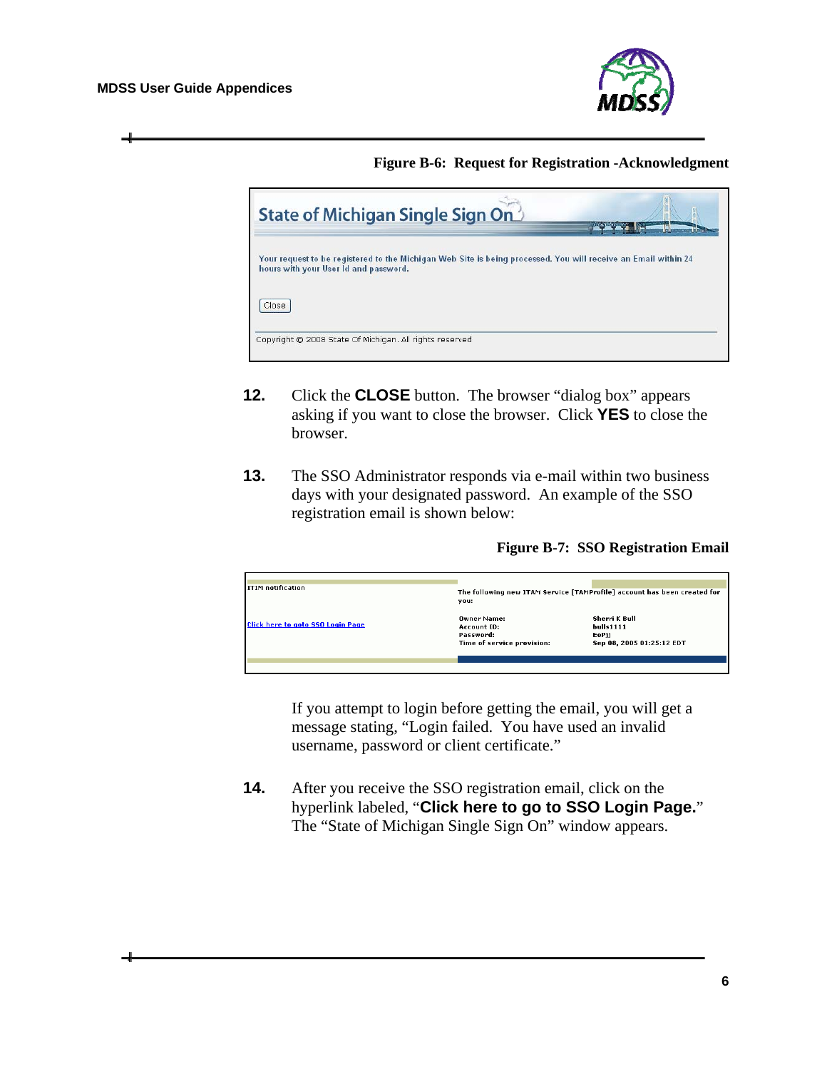**Figure B-6: Request for Registration -Acknowledgment**

State of Michigan Single Sign On

Your request to be registered to the Michigan Web Site is being processed. You will receive an Email within 24 hours with your User Id and password.

Close

Copyright © 2008 State Of Michigan. All rights reserved

12. Click the **CLOSE** button. The browser "dialog box" appears asking if you want to close the browser. Click **YES** to close the browser.

13. The SSO Administrator responds via e-mail within two business days with your designated password. An example of the SSO registration email is shown below:

**Figure B-7: SSO Registration Email**

ITIM notification

Click here to goto SSO Login Page

The following new ITAM Service [TAMProfile] account has been created for you:

| | |
|---|---|
| Owner Name: | Sherri K Bull |
| Account ID: | bulls1111 |
| Password: | EoP1l |
| Time of service provision: | Sep 08, 2005 01:25:12 EDT |

If you attempt to login before getting the email, you will get a message stating, "Login failed. You have used an invalid username, password or client certificate."

14. After you receive the SSO registration email, click on the hyperlink labeled, "**Click here to go to SSO Login Page.**" The "State of Michigan Single Sign On" window appears.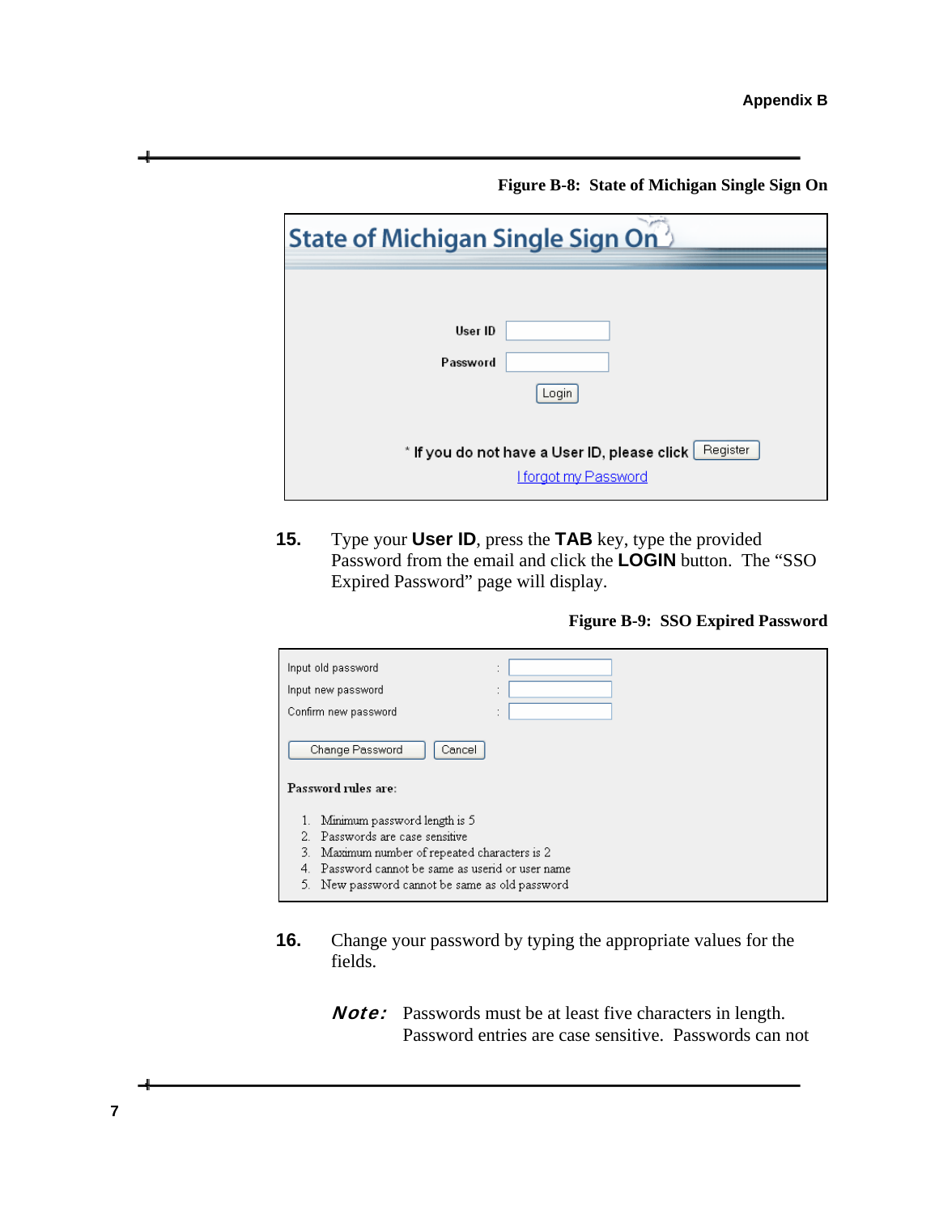**Figure B-8: State of Michigan Single Sign On**

State of Michigan Single Sign On

User ID

Password

Login

* If you do not have a User ID, please click Register

I forgot my Password

15. Type your **User ID**, press the **TAB** key, type the provided Password from the email and click the **LOGIN** button. The "SSO Expired Password" page will display.

**Figure B-9: SSO Expired Password**

Input old password :

Input new password :

Confirm new password :

Change Password Cancel

**Password rules are:**

1. Minimum password length is 5
2. Passwords are case sensitive
3. Maximum number of repeated characters is 2
4. Password cannot be same as userid or user name
5. New password cannot be same as old password

16. Change your password by typing the appropriate values for the fields.

***Note:*** Passwords must be at least five characters in length. Password entries are case sensitive. Passwords can not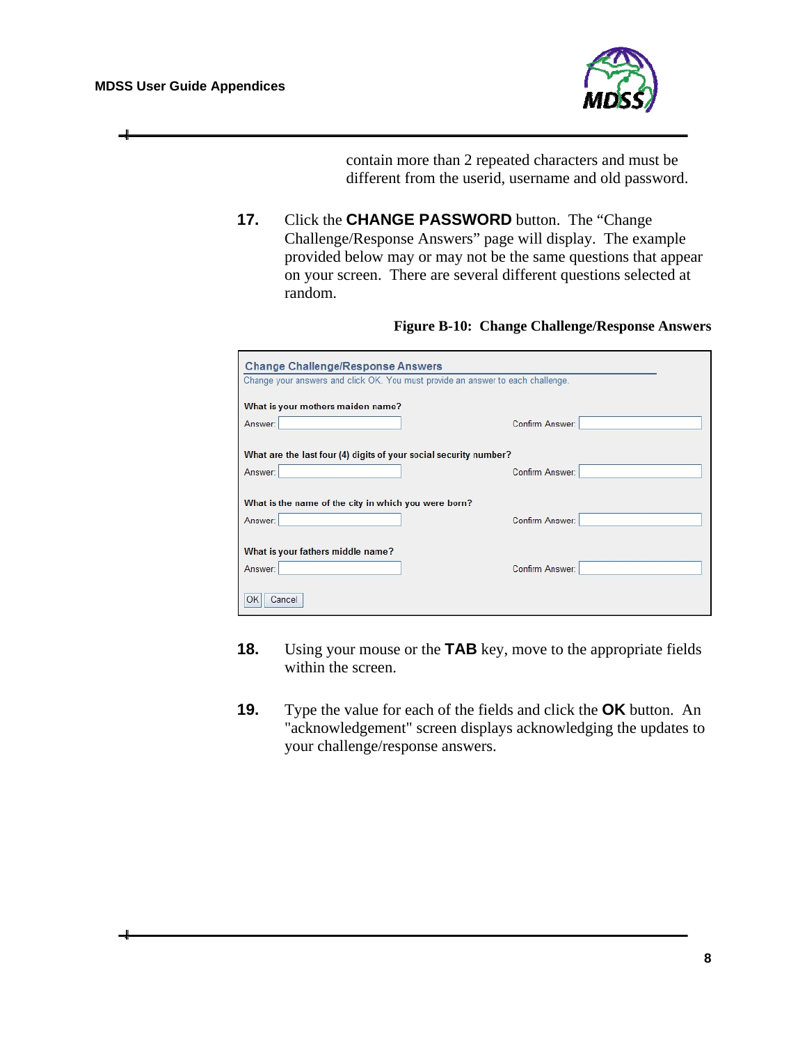contain more than 2 repeated characters and must be different from the userid, username and old password.

**17.** Click the **CHANGE PASSWORD** button. The "Change Challenge/Response Answers" page will display. The example provided below may or may not be the same questions that appear on your screen. There are several different questions selected at random.

**Figure B-10: Change Challenge/Response Answers**

**Change Challenge/Response Answers**

Change your answers and click OK. You must provide an answer to each challenge.

**What is your mothers maiden name?**

Answer: Confirm Answer:

**What are the last four (4) digits of your social security number?**

Answer: Confirm Answer:

**What is the name of the city in which you were born?**

Answer: Confirm Answer:

**What is your fathers middle name?**

Answer: Confirm Answer:

OK Cancel

**18.** Using your mouse or the **TAB** key, move to the appropriate fields within the screen.

**19.** Type the value for each of the fields and click the **OK** button. An "acknowledgement" screen displays acknowledging the updates to your challenge/response answers.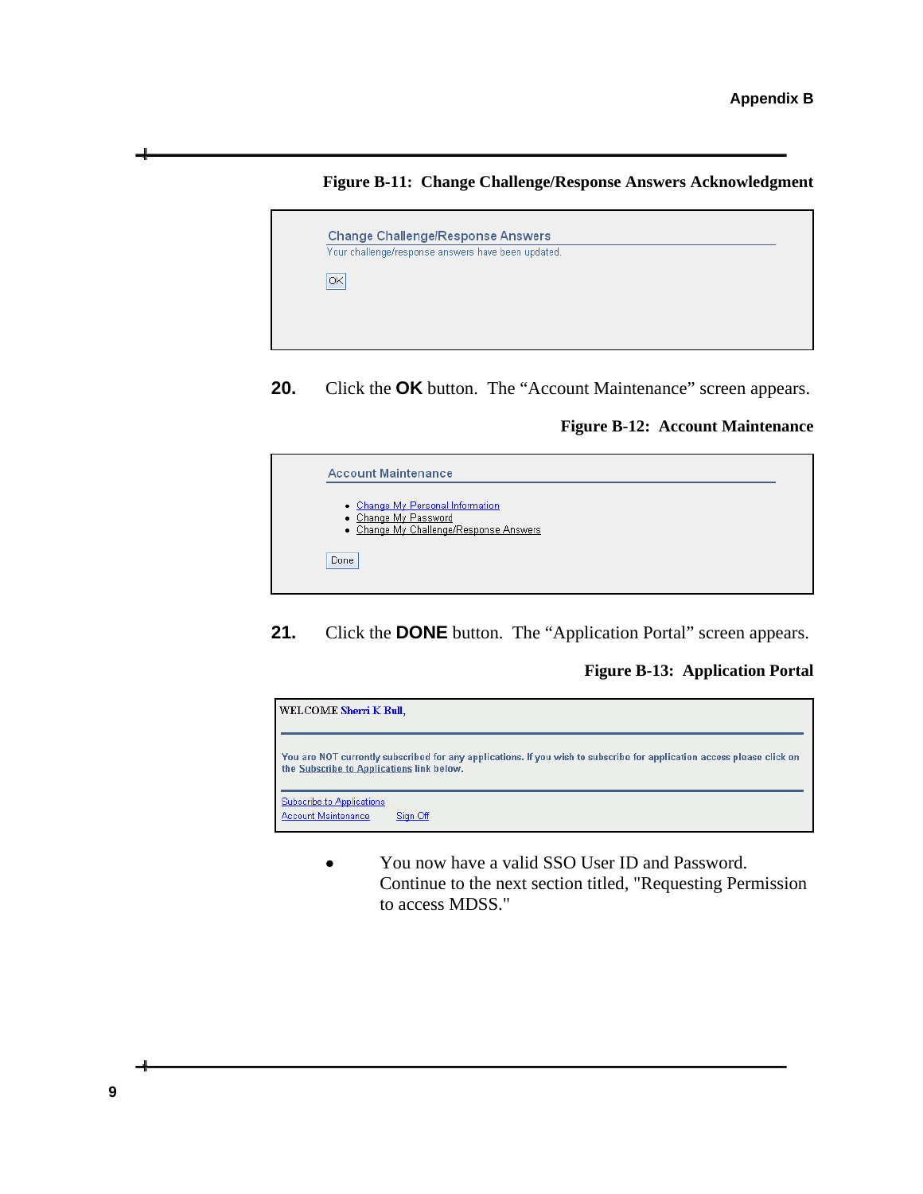**Figure B-11: Change Challenge/Response Answers Acknowledgment**

Change Challenge/Response Answers

Your challenge/response answers have been updated.

OK

**20.** Click the **OK** button. The "Account Maintenance" screen appears.

**Figure B-12: Account Maintenance**

Account Maintenance

- Change My Personal Information
- Change My Password
- Change My Challenge/Response Answers

Done

**21.** Click the **DONE** button. The "Application Portal" screen appears.

**Figure B-13: Application Portal**

WELCOME Sherri K Bull,

You are NOT currently subscribed for any applications. If you wish to subscribe for application access please click on the Subscribe to Applications link below.

Subscribe to Applications

Account Maintenance    Sign Off

- You now have a valid SSO User ID and Password. Continue to the next section titled, "Requesting Permission to access MDSS."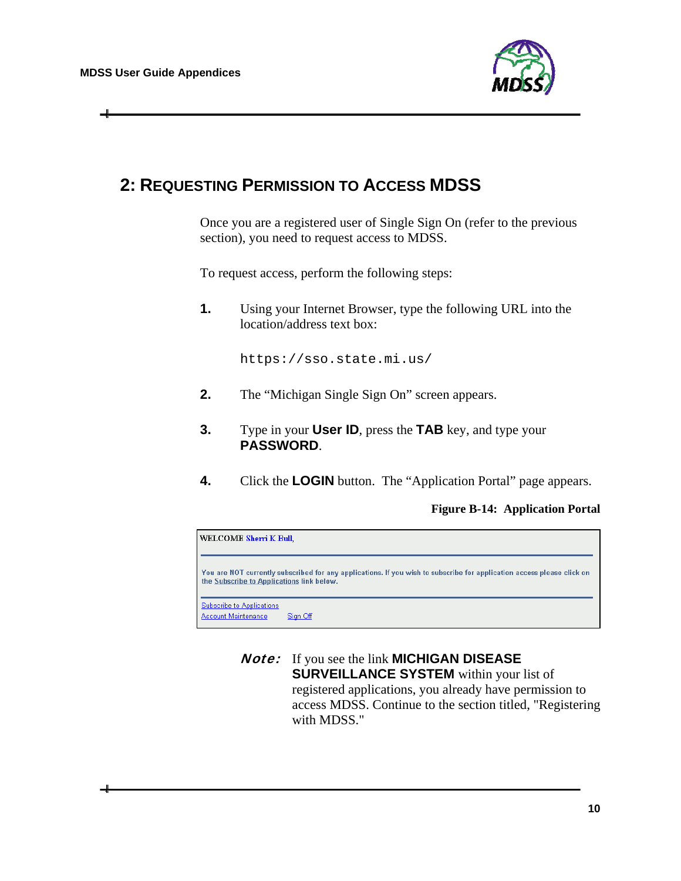## 2: Requesting Permission to Access MDSS

Once you are a registered user of Single Sign On (refer to the previous section), you need to request access to MDSS.

To request access, perform the following steps:

1. Using your Internet Browser, type the following URL into the location/address text box:

   ```
   https://sso.state.mi.us/
   ```

2. The "Michigan Single Sign On" screen appears.

3. Type in your **User ID**, press the **TAB** key, and type your **PASSWORD**.

4. Click the **LOGIN** button. The "Application Portal" page appears.

**Figure B-14: Application Portal**

WELCOME Sherri K Bull,

You are NOT currently subscribed for any applications. If you wish to subscribe for application access please click on the Subscribe to Applications link below.

Subscribe to Applications
Account Maintenance    Sign Off

***Note:*** If you see the link **MICHIGAN DISEASE SURVEILLANCE SYSTEM** within your list of registered applications, you already have permission to access MDSS. Continue to the section titled, "Registering with MDSS."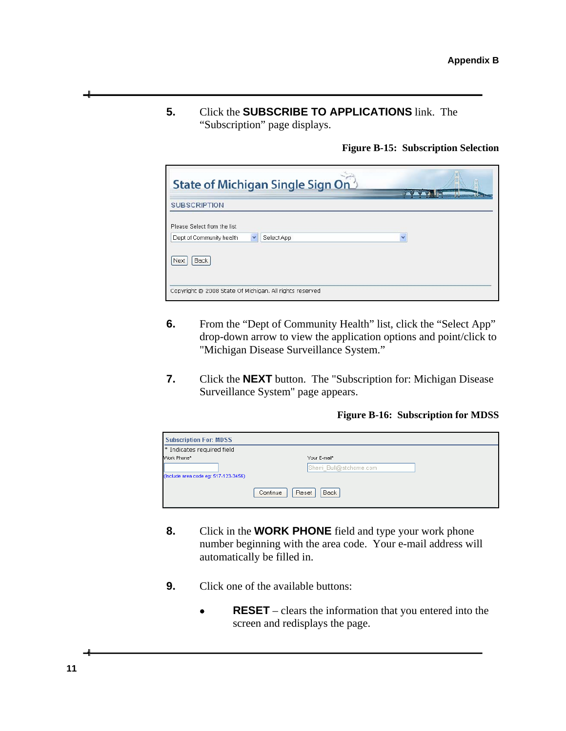5. Click the **SUBSCRIBE TO APPLICATIONS** link. The "Subscription" page displays.

**Figure B-15: Subscription Selection**

6. From the "Dept of Community Health" list, click the "Select App" drop-down arrow to view the application options and point/click to "Michigan Disease Surveillance System."

7. Click the **NEXT** button. The "Subscription for: Michigan Disease Surveillance System" page appears.

**Figure B-16: Subscription for MDSS**

8. Click in the **WORK PHONE** field and type your work phone number beginning with the area code. Your e-mail address will automatically be filled in.

9. Click one of the available buttons:

   - **RESET** – clears the information that you entered into the screen and redisplays the page.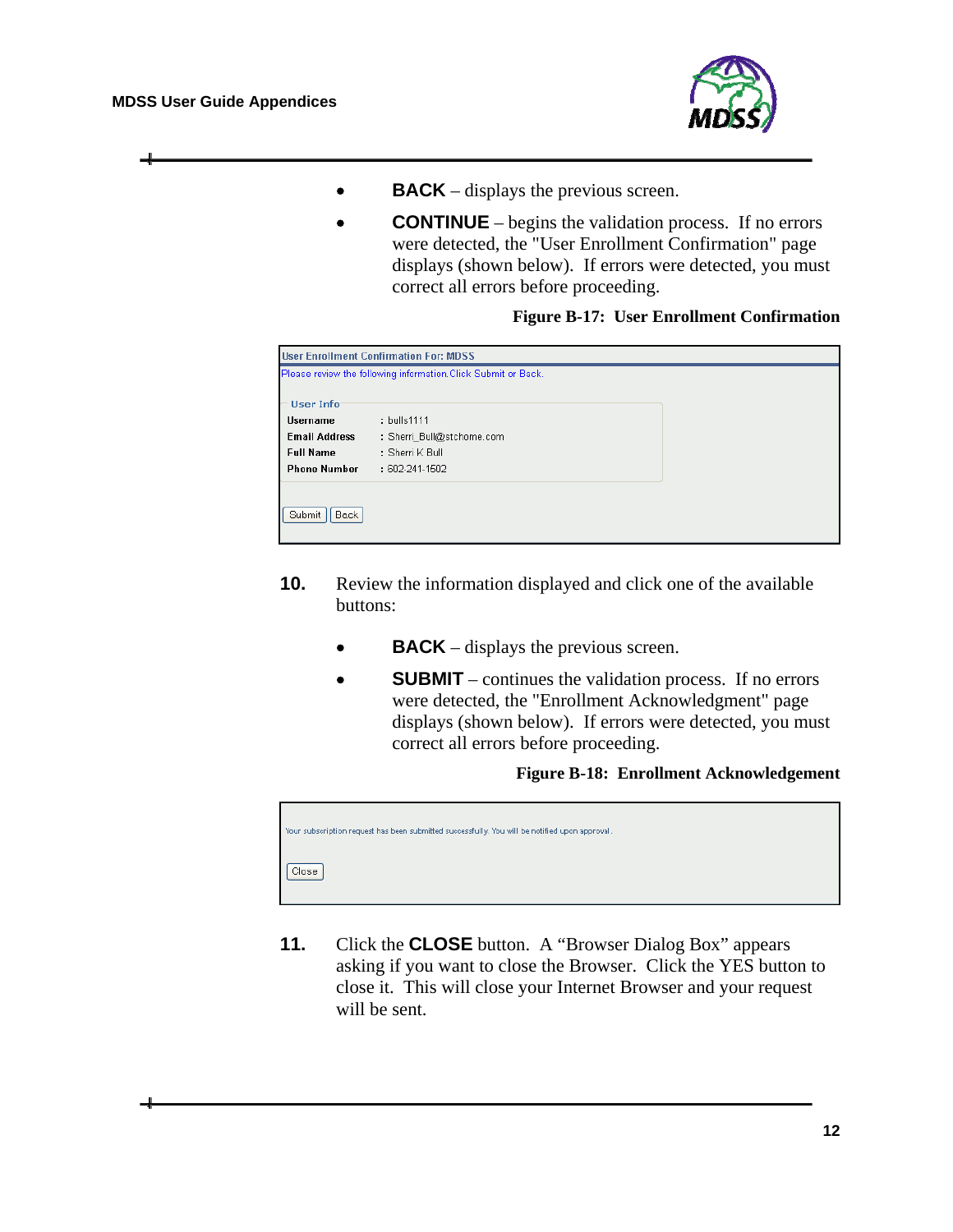- **BACK** – displays the previous screen.
- **CONTINUE** – begins the validation process. If no errors were detected, the "User Enrollment Confirmation" page displays (shown below). If errors were detected, you must correct all errors before proceeding.

**Figure B-17: User Enrollment Confirmation**

User Enrollment Confirmation For: MDSS

Please review the following information.Click Submit or Back.

User Info

| | |
|---|---|
| **Username** | : bulls1111 |
| **Email Address** | : Sherri_Bull@stchome.com |
| **Full Name** | : Sherri K Bull |
| **Phone Number** | : 602-241-1502 |

Submit | Back

**10.** Review the information displayed and click one of the available buttons:

- **BACK** – displays the previous screen.
- **SUBMIT** – continues the validation process. If no errors were detected, the "Enrollment Acknowledgment" page displays (shown below). If errors were detected, you must correct all errors before proceeding.

**Figure B-18: Enrollment Acknowledgement**

Your subscription request has been submitted successfully. You will be notified upon approval.

Close

**11.** Click the **CLOSE** button. A "Browser Dialog Box" appears asking if you want to close the Browser. Click the YES button to close it. This will close your Internet Browser and your request will be sent.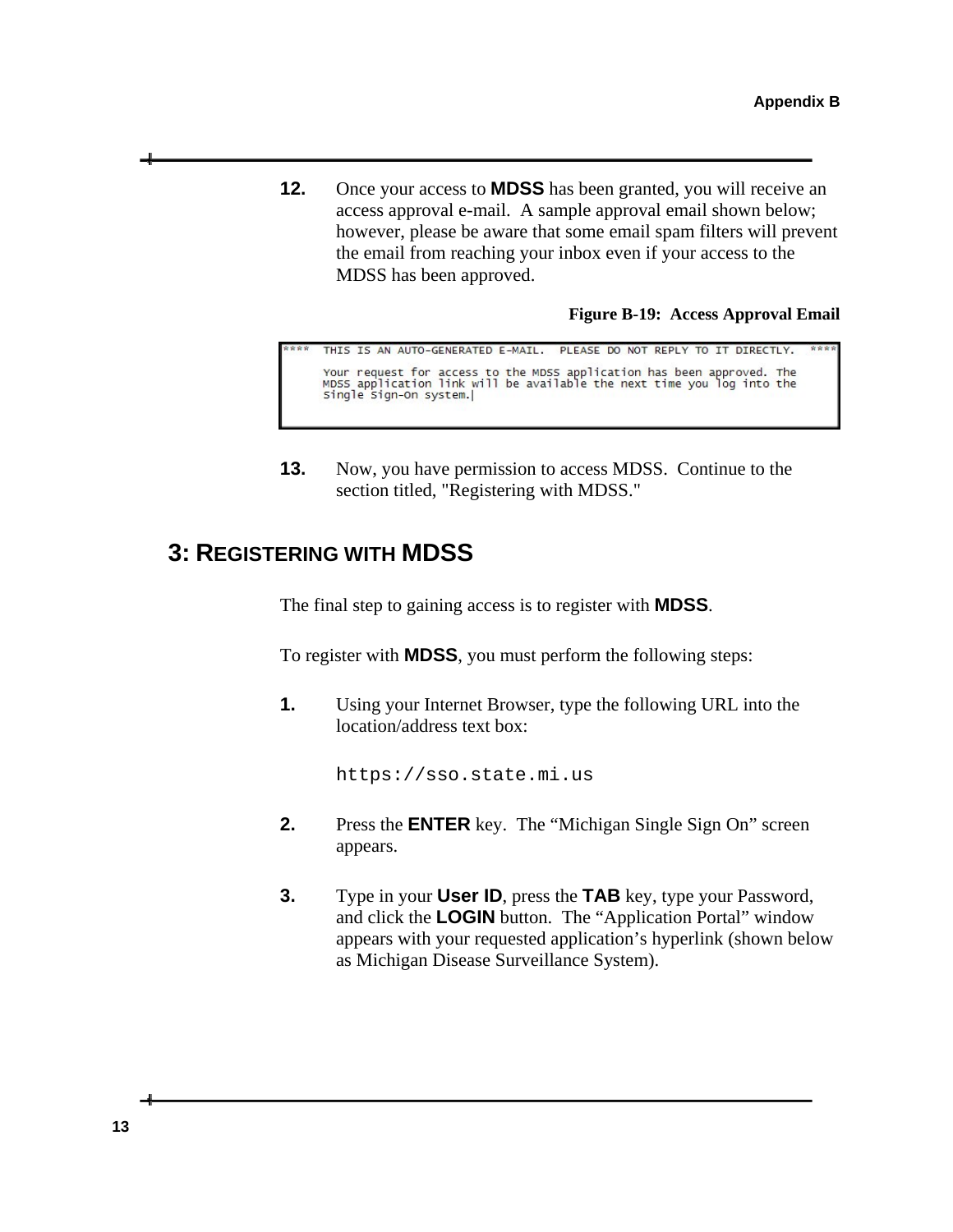12. Once your access to **MDSS** has been granted, you will receive an access approval e-mail. A sample approval email shown below; however, please be aware that some email spam filters will prevent the email from reaching your inbox even if your access to the MDSS has been approved.

**Figure B-19: Access Approval Email**

```
****  THIS IS AN AUTO-GENERATED E-MAIL.  PLEASE DO NOT REPLY TO IT DIRECTLY.  ****

      Your request for access to the MDSS application has been approved. The
      MDSS application link will be available the next time you log into the
      Single Sign-On system.
```

13. Now, you have permission to access MDSS. Continue to the section titled, "Registering with MDSS."

## 3: REGISTERING WITH MDSS

The final step to gaining access is to register with **MDSS**.

To register with **MDSS**, you must perform the following steps:

1. Using your Internet Browser, type the following URL into the location/address text box:

   `https://sso.state.mi.us`

2. Press the **ENTER** key. The “Michigan Single Sign On” screen appears.

3. Type in your **User ID**, press the **TAB** key, type your Password, and click the **LOGIN** button. The “Application Portal” window appears with your requested application’s hyperlink (shown below as Michigan Disease Surveillance System).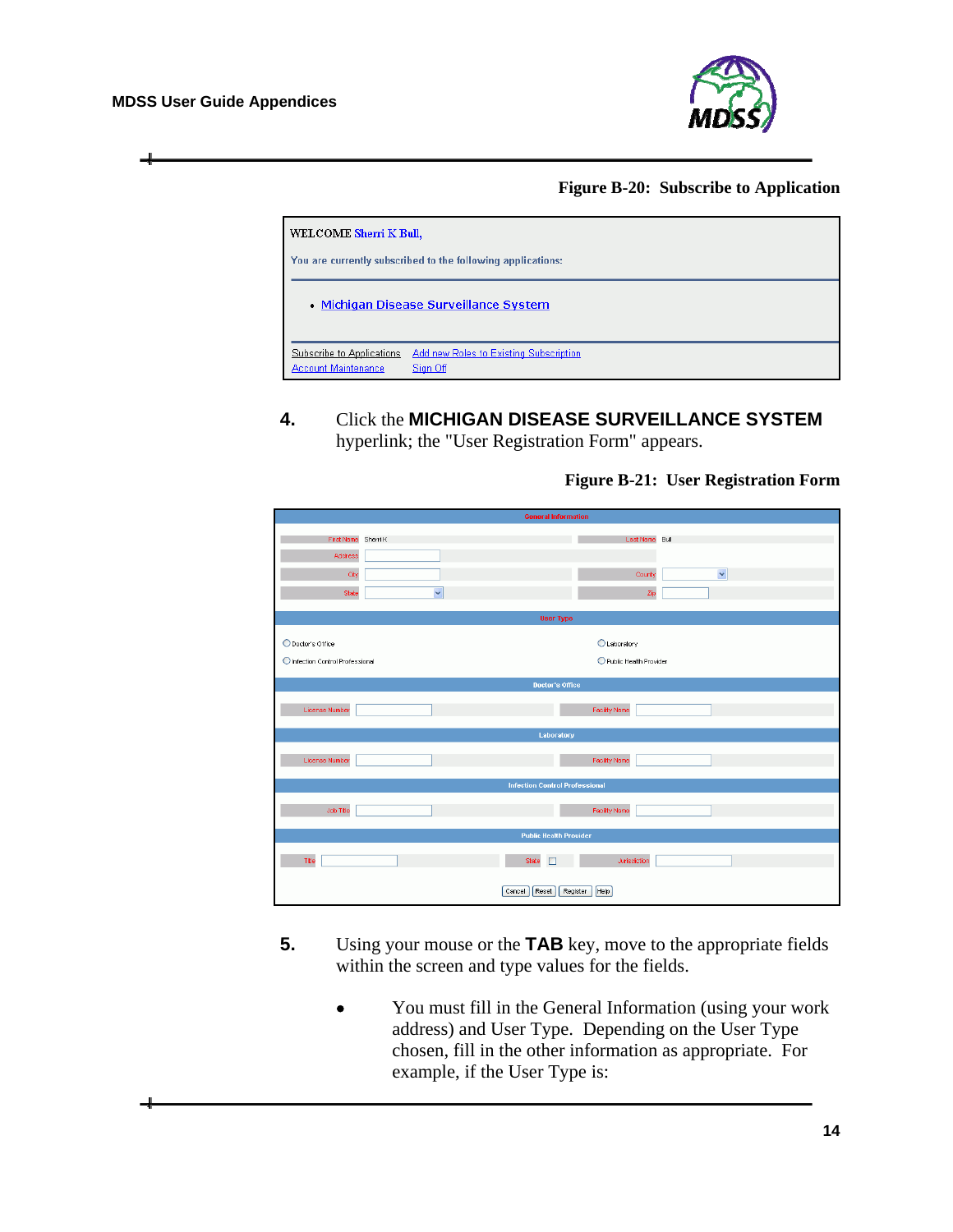**Figure B-20: Subscribe to Application**

WELCOME Sherri K Bull,

You are currently subscribed to the following applications:

- Michigan Disease Surveillance System

Subscribe to Applications   Add new Roles to Existing Subscription
Account Maintenance   Sign Off

**4.** Click the **MICHIGAN DISEASE SURVEILLANCE SYSTEM** hyperlink; the "User Registration Form" appears.

**Figure B-21: User Registration Form**

General Information

First Name: Sherri K | Last Name: Bull
Address
City | County
State | Zip

User Type

- Doctor's Office
- Laboratory
- Infection Control Professional
- Public Health Provider

Doctor's Office

License Number | Facility Name

Laboratory

License Number | Facility Name

Infection Control Professional

Job Title | Facility Name

Public Health Provider

Title | State | Jurisdiction

Cancel | Reset | Register | Help

**5.** Using your mouse or the **TAB** key, move to the appropriate fields within the screen and type values for the fields.

- You must fill in the General Information (using your work address) and User Type. Depending on the User Type chosen, fill in the other information as appropriate. For example, if the User Type is: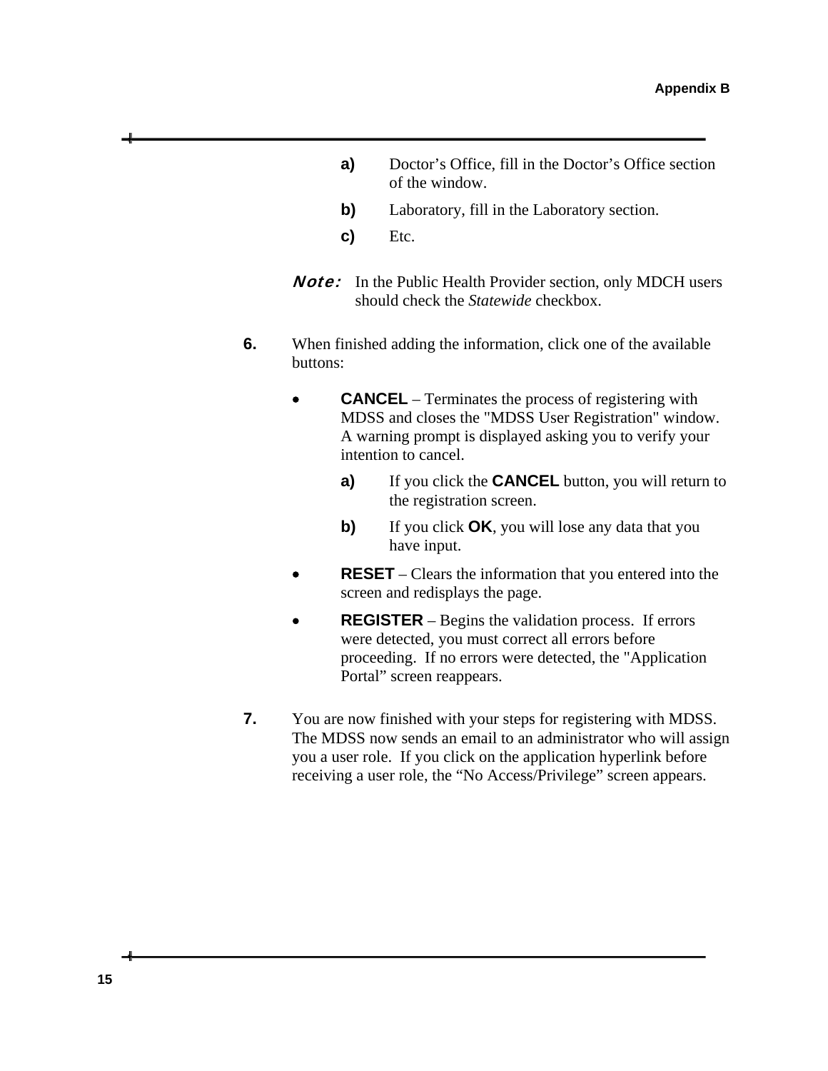a) Doctor's Office, fill in the Doctor's Office section of the window.

b) Laboratory, fill in the Laboratory section.

c) Etc.

***Note:*** In the Public Health Provider section, only MDCH users should check the *Statewide* checkbox.

**6.** When finished adding the information, click one of the available buttons:

- **CANCEL** – Terminates the process of registering with MDSS and closes the "MDSS User Registration" window. A warning prompt is displayed asking you to verify your intention to cancel.
  - **a)** If you click the **CANCEL** button, you will return to the registration screen.
  - **b)** If you click **OK**, you will lose any data that you have input.
- **RESET** – Clears the information that you entered into the screen and redisplays the page.
- **REGISTER** – Begins the validation process. If errors were detected, you must correct all errors before proceeding. If no errors were detected, the "Application Portal" screen reappears.

**7.** You are now finished with your steps for registering with MDSS. The MDSS now sends an email to an administrator who will assign you a user role. If you click on the application hyperlink before receiving a user role, the "No Access/Privilege" screen appears.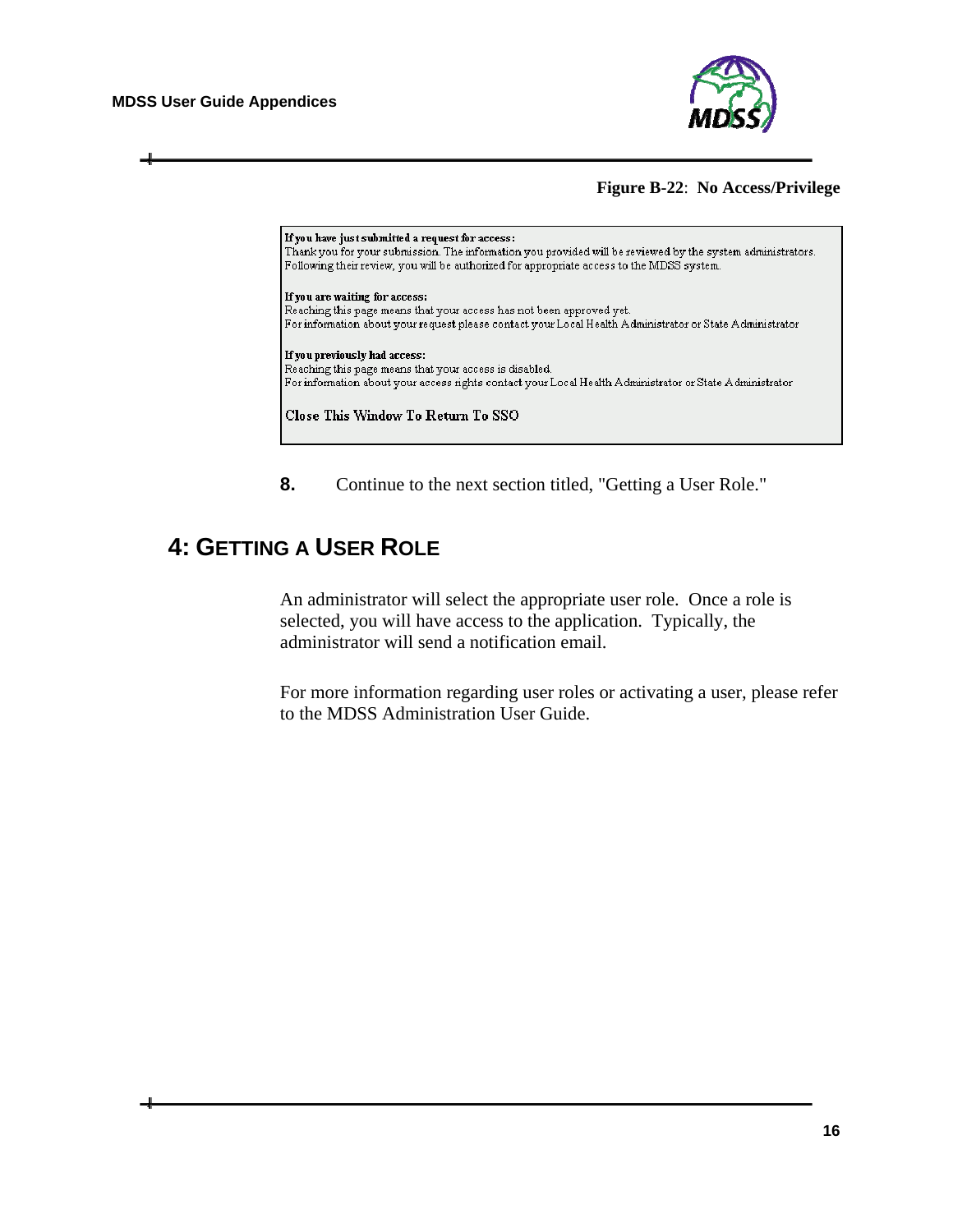**Figure B-22**: **No Access/Privilege**

**If you have just submitted a request for access:**
Thank you for your submission. The information you provided will be reviewed by the system administrators.
Following their review, you will be authorized for appropriate access to the MDSS system.

**If you are waiting for access:**
Reaching this page means that your access has not been approved yet.
For information about your request please contact your Local Health Administrator or State Administrator

**If you previously had access:**
Reaching this page means that your access is disabled.
For information about your access rights contact your Local Health Administrator or State Administrator

Close This Window To Return To SSO

**8.** Continue to the next section titled, "Getting a User Role."

## 4: GETTING A USER ROLE

An administrator will select the appropriate user role. Once a role is selected, you will have access to the application. Typically, the administrator will send a notification email.

For more information regarding user roles or activating a user, please refer to the MDSS Administration User Guide.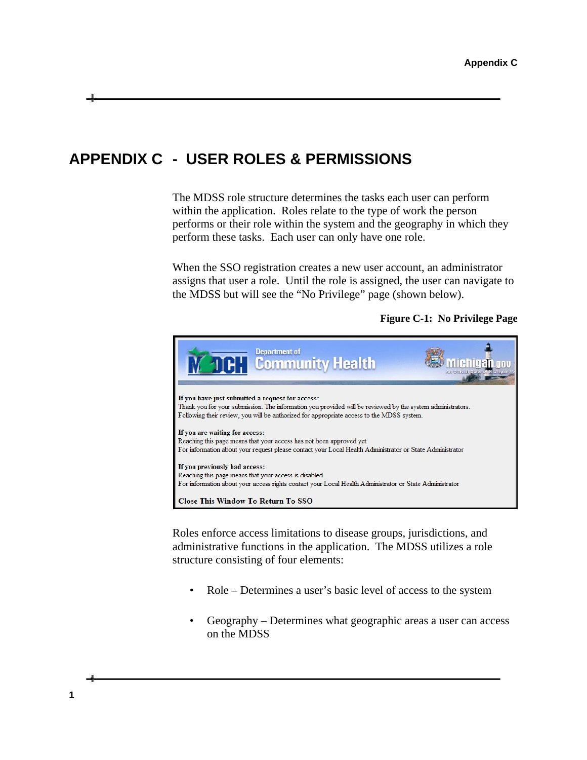# APPENDIX C - USER ROLES & PERMISSIONS

The MDSS role structure determines the tasks each user can perform within the application. Roles relate to the type of work the person performs or their role within the system and the geography in which they perform these tasks. Each user can only have one role.

When the SSO registration creates a new user account, an administrator assigns that user a role. Until the role is assigned, the user can navigate to the MDSS but will see the "No Privilege" page (shown below).

**Figure C-1: No Privilege Page**

**If you have just submitted a request for access:**
Thank you for your submission. The information you provided will be reviewed by the system administrators.
Following their review, you will be authorized for appropriate access to the MDSS system.

**If you are waiting for access:**
Reaching this page means that your access has not been approved yet.
For information about your request please contact your Local Health Administrator or State Administrator

**If you previously had access:**
Reaching this page means that your access is disabled.
For information about your access rights contact your Local Health Administrator or State Administrator

**Close This Window To Return To SSO**

Roles enforce access limitations to disease groups, jurisdictions, and administrative functions in the application. The MDSS utilizes a role structure consisting of four elements:

- Role – Determines a user's basic level of access to the system
- Geography – Determines what geographic areas a user can access on the MDSS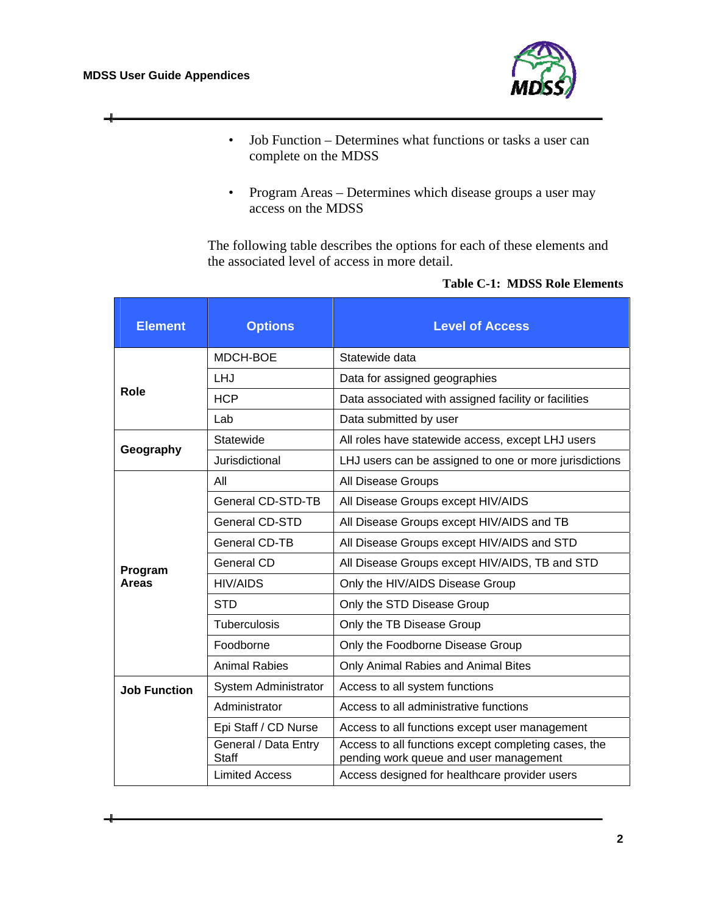- Job Function – Determines what functions or tasks a user can complete on the MDSS

- Program Areas – Determines which disease groups a user may access on the MDSS

The following table describes the options for each of these elements and the associated level of access in more detail.

**Table C-1: MDSS Role Elements**

| Element | Options | Level of Access |
|---|---|---|
| **Role** | MDCH-BOE | Statewide data |
| | LHJ | Data for assigned geographies |
| | HCP | Data associated with assigned facility or facilities |
| | Lab | Data submitted by user |
| **Geography** | Statewide | All roles have statewide access, except LHJ users |
| | Jurisdictional | LHJ users can be assigned to one or more jurisdictions |
| **Program Areas** | All | All Disease Groups |
| | General CD-STD-TB | All Disease Groups except HIV/AIDS |
| | General CD-STD | All Disease Groups except HIV/AIDS and TB |
| | General CD-TB | All Disease Groups except HIV/AIDS and STD |
| | General CD | All Disease Groups except HIV/AIDS, TB and STD |
| | HIV/AIDS | Only the HIV/AIDS Disease Group |
| | STD | Only the STD Disease Group |
| | Tuberculosis | Only the TB Disease Group |
| | Foodborne | Only the Foodborne Disease Group |
| | Animal Rabies | Only Animal Rabies and Animal Bites |
| **Job Function** | System Administrator | Access to all system functions |
| | Administrator | Access to all administrative functions |
| | Epi Staff / CD Nurse | Access to all functions except user management |
| | General / Data Entry Staff | Access to all functions except completing cases, the pending work queue and user management |
| | Limited Access | Access designed for healthcare provider users |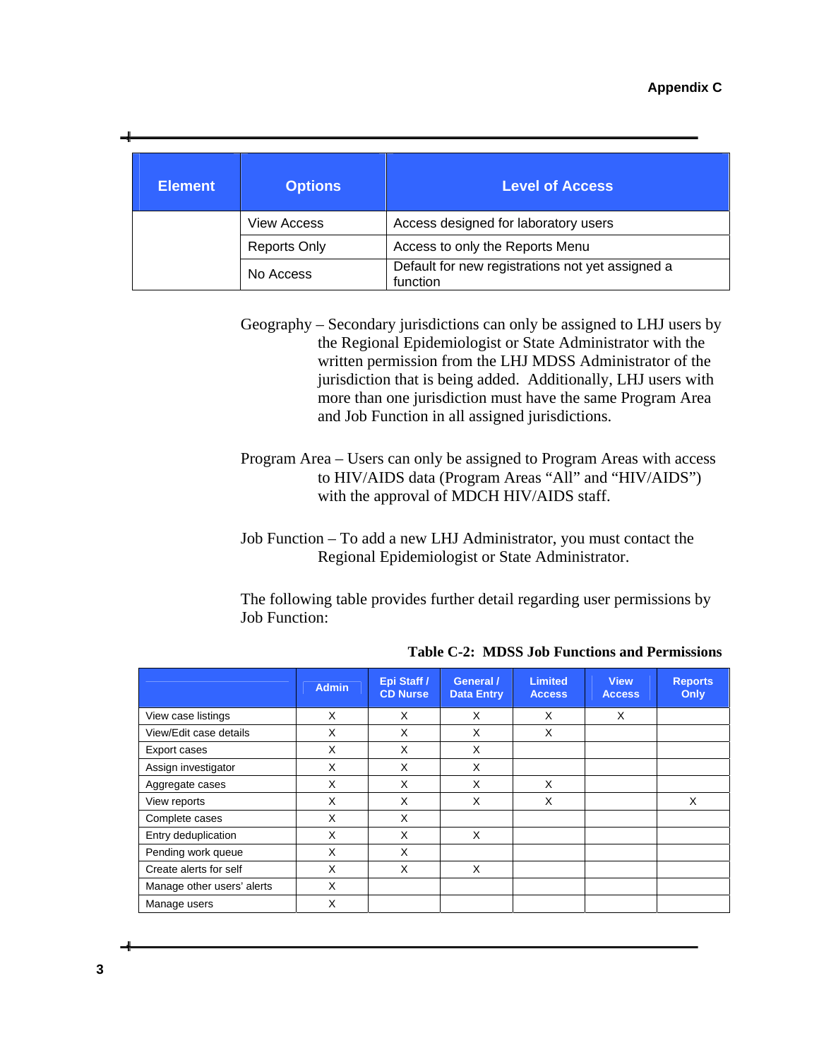| Element | Options | Level of Access |
|---|---|---|
| | View Access | Access designed for laboratory users |
| | Reports Only | Access to only the Reports Menu |
| | No Access | Default for new registrations not yet assigned a function |

Geography – Secondary jurisdictions can only be assigned to LHJ users by the Regional Epidemiologist or State Administrator with the written permission from the LHJ MDSS Administrator of the jurisdiction that is being added. Additionally, LHJ users with more than one jurisdiction must have the same Program Area and Job Function in all assigned jurisdictions.

Program Area – Users can only be assigned to Program Areas with access to HIV/AIDS data (Program Areas "All" and "HIV/AIDS") with the approval of MDCH HIV/AIDS staff.

Job Function – To add a new LHJ Administrator, you must contact the Regional Epidemiologist or State Administrator.

The following table provides further detail regarding user permissions by Job Function:

**Table C-2: MDSS Job Functions and Permissions**

| | Admin | Epi Staff / CD Nurse | General / Data Entry | Limited Access | View Access | Reports Only |
|---|---|---|---|---|---|---|
| View case listings | X | X | X | X | X | |
| View/Edit case details | X | X | X | X | | |
| Export cases | X | X | X | | | |
| Assign investigator | X | X | X | | | |
| Aggregate cases | X | X | X | X | | |
| View reports | X | X | X | X | | X |
| Complete cases | X | X | | | | |
| Entry deduplication | X | X | X | | | |
| Pending work queue | X | X | | | | |
| Create alerts for self | X | X | X | | | |
| Manage other users' alerts | X | | | | | |
| Manage users | X | | | | | |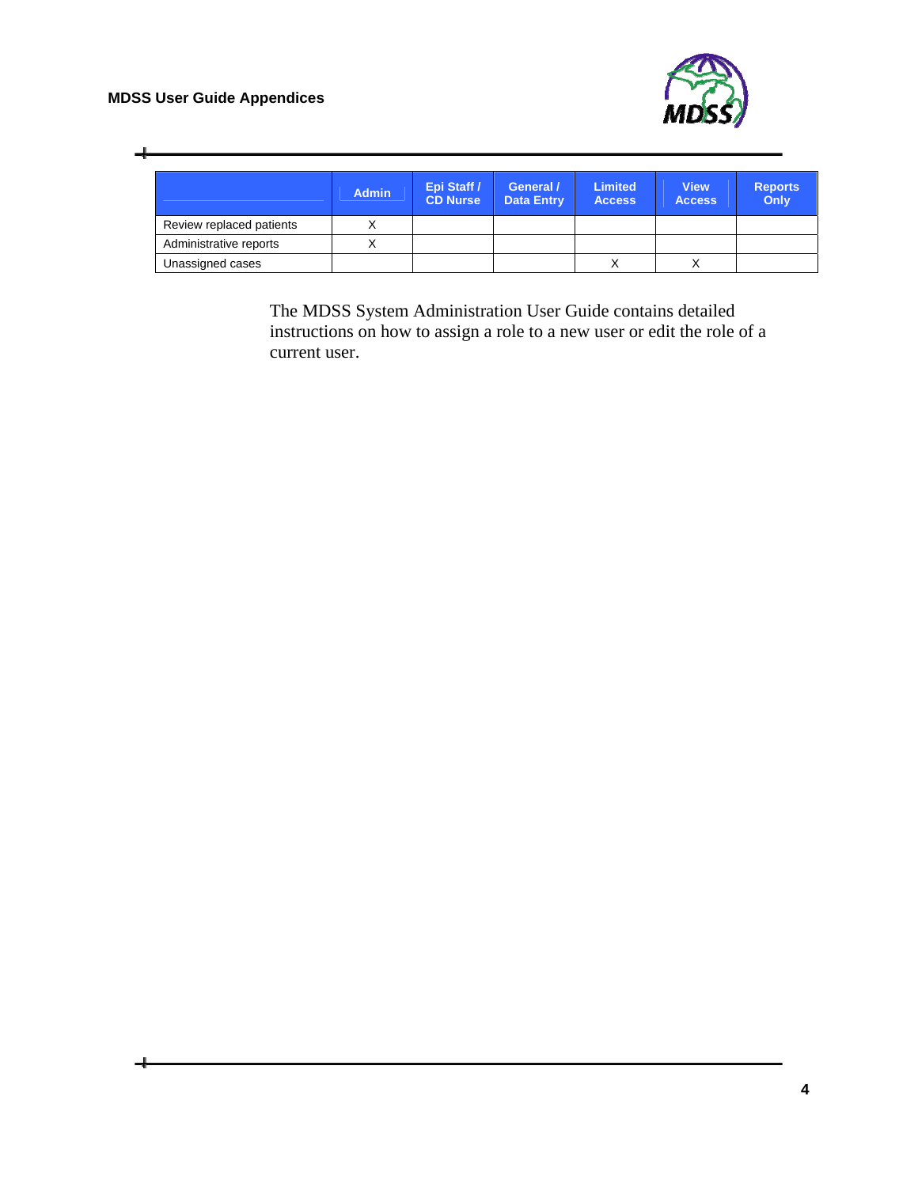| | Admin | Epi Staff / CD Nurse | General / Data Entry | Limited Access | View Access | Reports Only |
|---|---|---|---|---|---|---|
| Review replaced patients | X | | | | | |
| Administrative reports | X | | | | | |
| Unassigned cases | | | | X | X | |

The MDSS System Administration User Guide contains detailed instructions on how to assign a role to a new user or edit the role of a current user.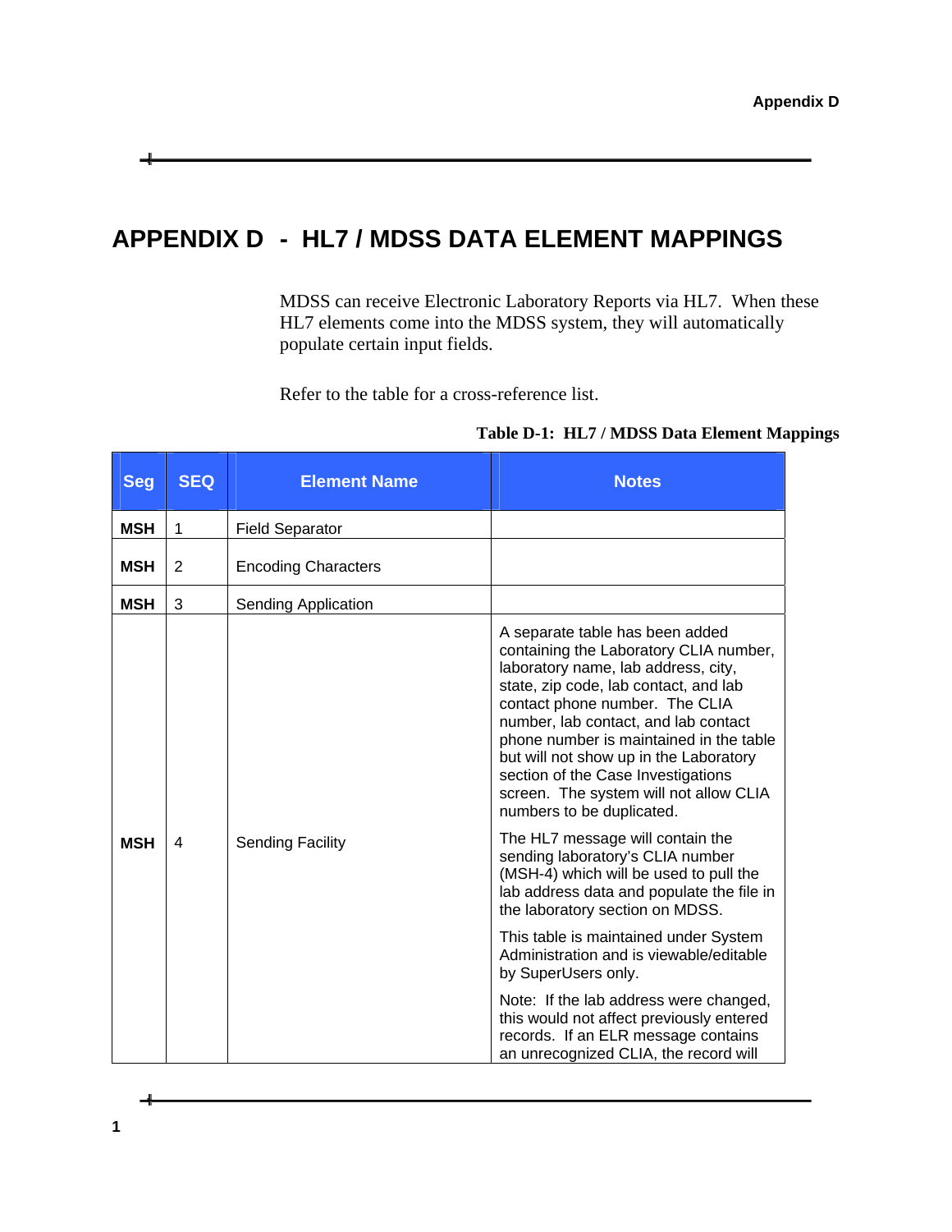# APPENDIX D - HL7 / MDSS DATA ELEMENT MAPPINGS

MDSS can receive Electronic Laboratory Reports via HL7. When these HL7 elements come into the MDSS system, they will automatically populate certain input fields.

Refer to the table for a cross-reference list.

**Table D-1: HL7 / MDSS Data Element Mappings**

| Seg | SEQ | Element Name | Notes |
|---|---|---|---|
| **MSH** | 1 | Field Separator | |
| **MSH** | 2 | Encoding Characters | |
| **MSH** | 3 | Sending Application | |
| **MSH** | 4 | Sending Facility | A separate table has been added containing the Laboratory CLIA number, laboratory name, lab address, city, state, zip code, lab contact, and lab contact phone number. The CLIA number, lab contact, and lab contact phone number is maintained in the table but will not show up in the Laboratory section of the Case Investigations screen. The system will not allow CLIA numbers to be duplicated.<br><br>The HL7 message will contain the sending laboratory's CLIA number (MSH-4) which will be used to pull the lab address data and populate the file in the laboratory section on MDSS.<br><br>This table is maintained under System Administration and is viewable/editable by SuperUsers only.<br><br>Note: If the lab address were changed, this would not affect previously entered records. If an ELR message contains an unrecognized CLIA, the record will |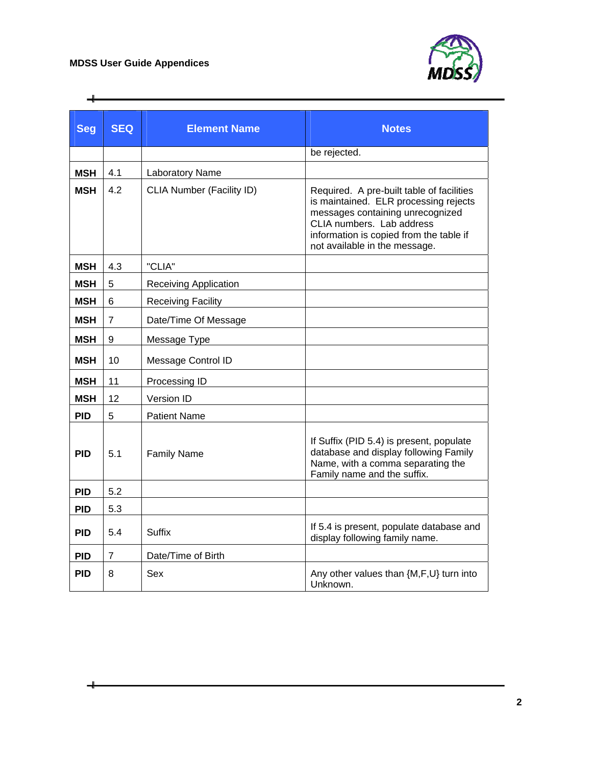| Seg | SEQ | Element Name | Notes |
|---|---|---|---|
| | | | be rejected. |
| **MSH** | 4.1 | Laboratory Name | |
| **MSH** | 4.2 | CLIA Number (Facility ID) | Required. A pre-built table of facilities is maintained. ELR processing rejects messages containing unrecognized CLIA numbers. Lab address information is copied from the table if not available in the message. |
| **MSH** | 4.3 | "CLIA" | |
| **MSH** | 5 | Receiving Application | |
| **MSH** | 6 | Receiving Facility | |
| **MSH** | 7 | Date/Time Of Message | |
| **MSH** | 9 | Message Type | |
| **MSH** | 10 | Message Control ID | |
| **MSH** | 11 | Processing ID | |
| **MSH** | 12 | Version ID | |
| **PID** | 5 | Patient Name | |
| **PID** | 5.1 | Family Name | If Suffix (PID 5.4) is present, populate database and display following Family Name, with a comma separating the Family name and the suffix. |
| **PID** | 5.2 | | |
| **PID** | 5.3 | | |
| **PID** | 5.4 | Suffix | If 5.4 is present, populate database and display following family name. |
| **PID** | 7 | Date/Time of Birth | |
| **PID** | 8 | Sex | Any other values than {M,F,U} turn into Unknown. |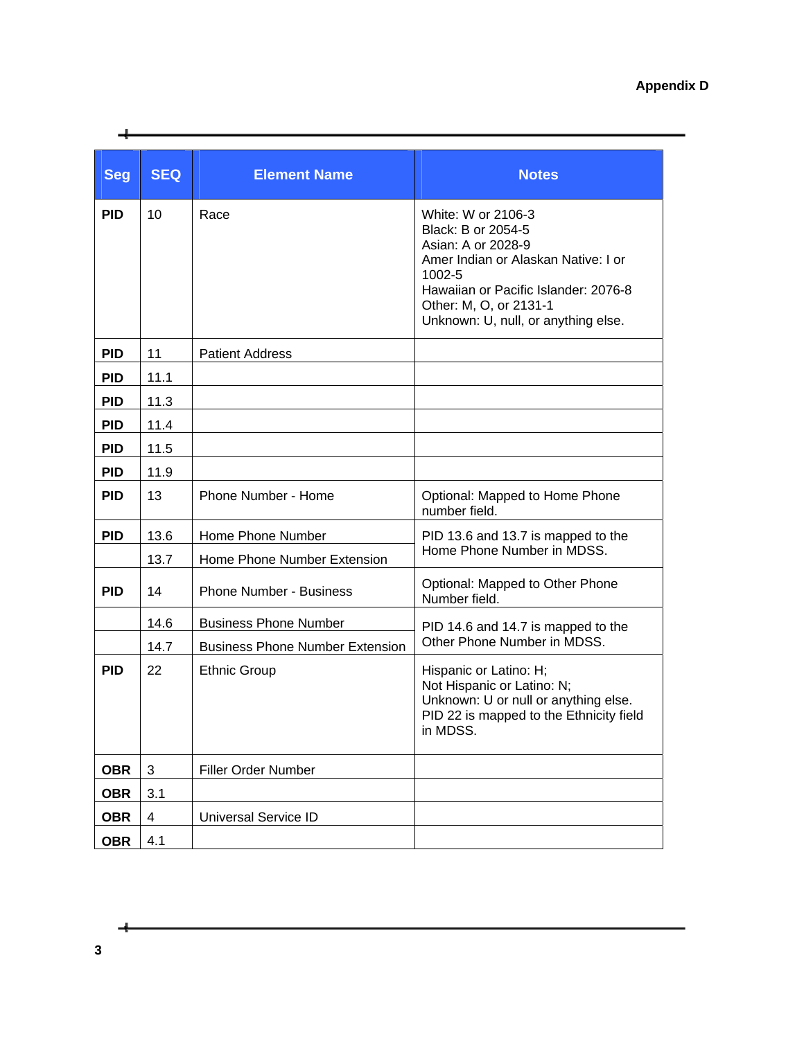| Seg | SEQ | Element Name | Notes |
|---|---|---|---|
| **PID** | 10 | Race | White: W or 2106-3<br>Black: B or 2054-5<br>Asian: A or 2028-9<br>Amer Indian or Alaskan Native: I or 1002-5<br>Hawaiian or Pacific Islander: 2076-8<br>Other: M, O, or 2131-1<br>Unknown: U, null, or anything else. |
| **PID** | 11 | Patient Address | |
| **PID** | 11.1 | | |
| **PID** | 11.3 | | |
| **PID** | 11.4 | | |
| **PID** | 11.5 | | |
| **PID** | 11.9 | | |
| **PID** | 13 | Phone Number - Home | Optional: Mapped to Home Phone number field. |
| **PID** | 13.6 | Home Phone Number | PID 13.6 and 13.7 is mapped to the Home Phone Number in MDSS. |
| | 13.7 | Home Phone Number Extension | |
| **PID** | 14 | Phone Number - Business | Optional: Mapped to Other Phone Number field. |
| | 14.6 | Business Phone Number | PID 14.6 and 14.7 is mapped to the Other Phone Number in MDSS. |
| | 14.7 | Business Phone Number Extension | |
| **PID** | 22 | Ethnic Group | Hispanic or Latino: H;<br>Not Hispanic or Latino: N;<br>Unknown: U or null or anything else.<br>PID 22 is mapped to the Ethnicity field in MDSS. |
| **OBR** | 3 | Filler Order Number | |
| **OBR** | 3.1 | | |
| **OBR** | 4 | Universal Service ID | |
| **OBR** | 4.1 | | |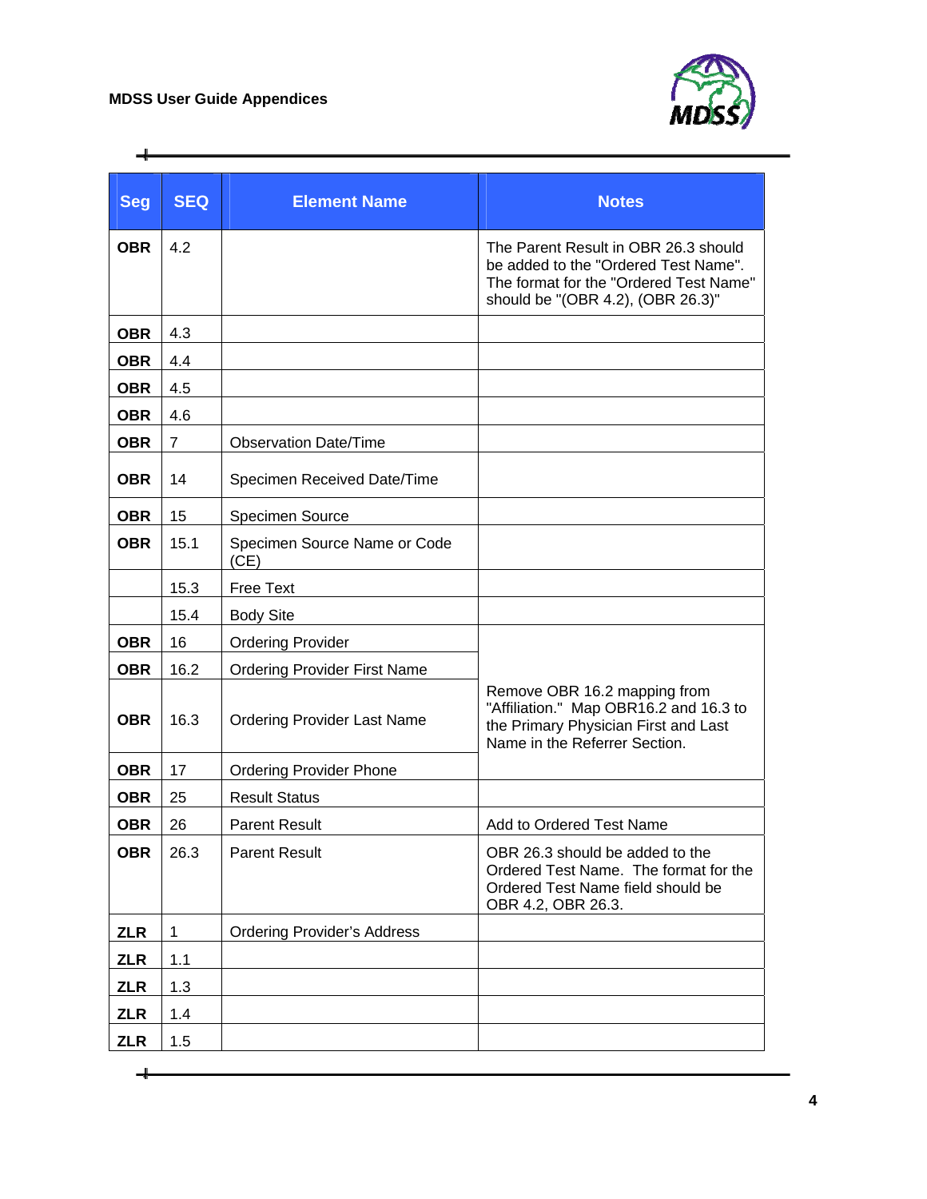| Seg | SEQ | Element Name | Notes |
|---|---|---|---|
| OBR | 4.2 | | The Parent Result in OBR 26.3 should be added to the "Ordered Test Name". The format for the "Ordered Test Name" should be "(OBR 4.2), (OBR 26.3)" |
| OBR | 4.3 | | |
| OBR | 4.4 | | |
| OBR | 4.5 | | |
| OBR | 4.6 | | |
| OBR | 7 | Observation Date/Time | |
| OBR | 14 | Specimen Received Date/Time | |
| OBR | 15 | Specimen Source | |
| OBR | 15.1 | Specimen Source Name or Code (CE) | |
| | 15.3 | Free Text | |
| | 15.4 | Body Site | |
| OBR | 16 | Ordering Provider | Remove OBR 16.2 mapping from "Affiliation." Map OBR16.2 and 16.3 to the Primary Physician First and Last Name in the Referrer Section. |
| OBR | 16.2 | Ordering Provider First Name | |
| OBR | 16.3 | Ordering Provider Last Name | |
| OBR | 17 | Ordering Provider Phone | |
| OBR | 25 | Result Status | |
| OBR | 26 | Parent Result | Add to Ordered Test Name |
| OBR | 26.3 | Parent Result | OBR 26.3 should be added to the Ordered Test Name. The format for the Ordered Test Name field should be OBR 4.2, OBR 26.3. |
| ZLR | 1 | Ordering Provider's Address | |
| ZLR | 1.1 | | |
| ZLR | 1.3 | | |
| ZLR | 1.4 | | |
| ZLR | 1.5 | | |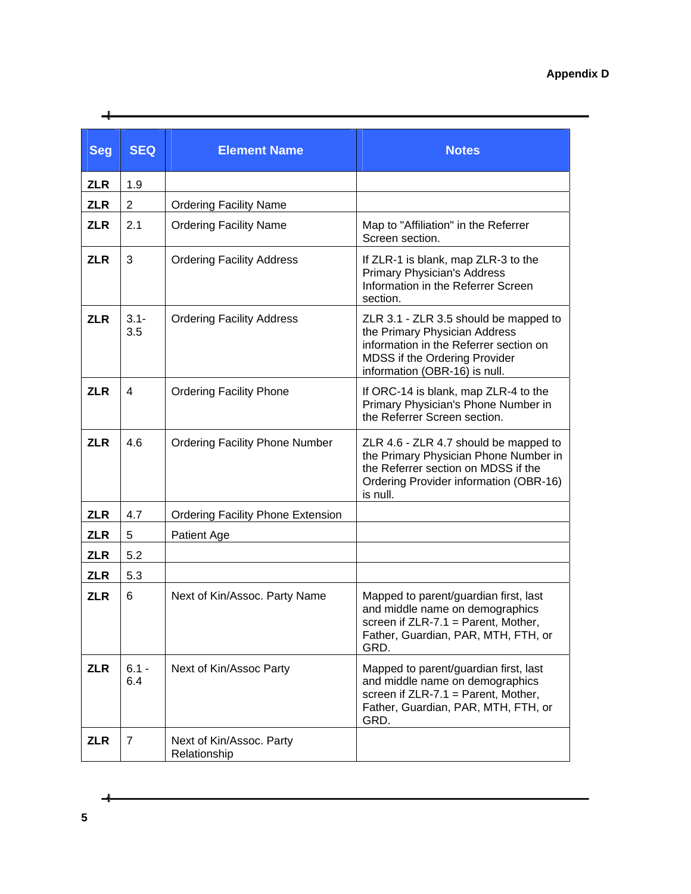| Seg | SEQ | Element Name | Notes |
|---|---|---|---|
| **ZLR** | 1.9 | | |
| **ZLR** | 2 | Ordering Facility Name | |
| **ZLR** | 2.1 | Ordering Facility Name | Map to "Affiliation" in the Referrer Screen section. |
| **ZLR** | 3 | Ordering Facility Address | If ZLR-1 is blank, map ZLR-3 to the Primary Physician's Address Information in the Referrer Screen section. |
| **ZLR** | 3.1-3.5 | Ordering Facility Address | ZLR 3.1 - ZLR 3.5 should be mapped to the Primary Physician Address information in the Referrer section on MDSS if the Ordering Provider information (OBR-16) is null. |
| **ZLR** | 4 | Ordering Facility Phone | If ORC-14 is blank, map ZLR-4 to the Primary Physician's Phone Number in the Referrer Screen section. |
| **ZLR** | 4.6 | Ordering Facility Phone Number | ZLR 4.6 - ZLR 4.7 should be mapped to the Primary Physician Phone Number in the Referrer section on MDSS if the Ordering Provider information (OBR-16) is null. |
| **ZLR** | 4.7 | Ordering Facility Phone Extension | |
| **ZLR** | 5 | Patient Age | |
| **ZLR** | 5.2 | | |
| **ZLR** | 5.3 | | |
| **ZLR** | 6 | Next of Kin/Assoc. Party Name | Mapped to parent/guardian first, last and middle name on demographics screen if ZLR-7.1 = Parent, Mother, Father, Guardian, PAR, MTH, FTH, or GRD. |
| **ZLR** | 6.1 - 6.4 | Next of Kin/Assoc Party | Mapped to parent/guardian first, last and middle name on demographics screen if ZLR-7.1 = Parent, Mother, Father, Guardian, PAR, MTH, FTH, or GRD. |
| **ZLR** | 7 | Next of Kin/Assoc. Party Relationship | |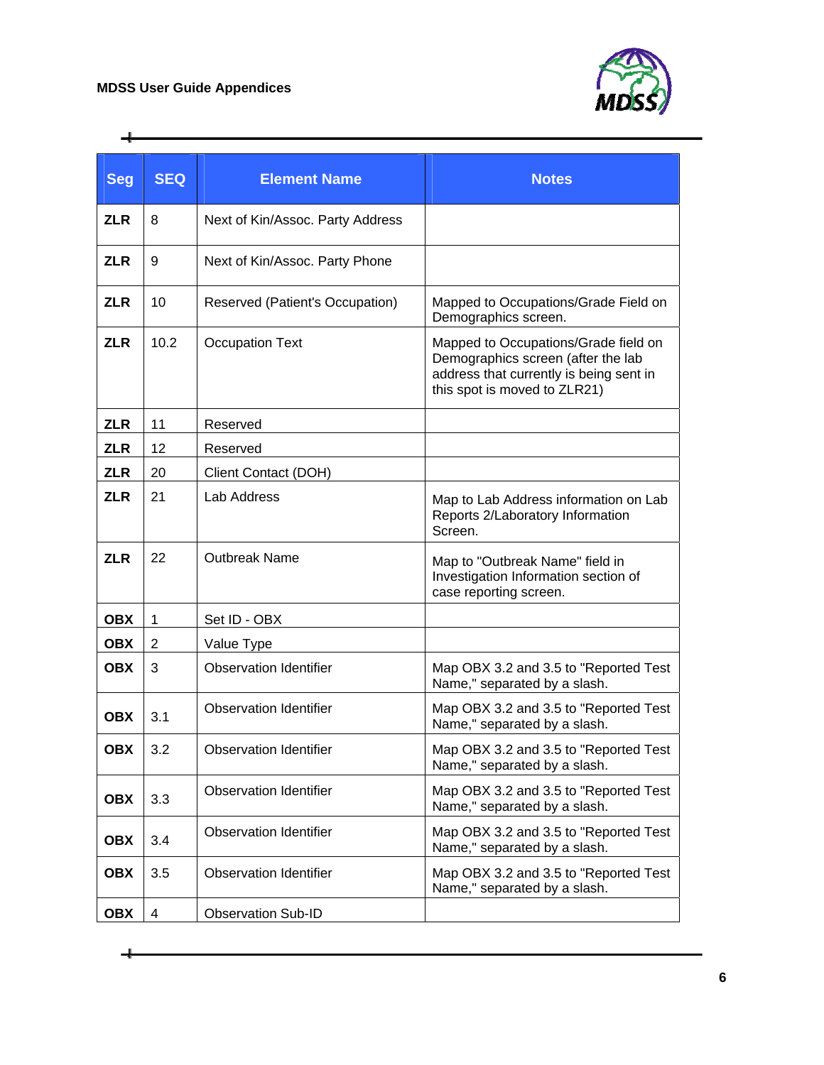| Seg | SEQ | Element Name | Notes |
|---|---|---|---|
| ZLR | 8 | Next of Kin/Assoc. Party Address | |
| ZLR | 9 | Next of Kin/Assoc. Party Phone | |
| ZLR | 10 | Reserved (Patient's Occupation) | Mapped to Occupations/Grade Field on Demographics screen. |
| ZLR | 10.2 | Occupation Text | Mapped to Occupations/Grade field on Demographics screen (after the lab address that currently is being sent in this spot is moved to ZLR21) |
| ZLR | 11 | Reserved | |
| ZLR | 12 | Reserved | |
| ZLR | 20 | Client Contact (DOH) | |
| ZLR | 21 | Lab Address | Map to Lab Address information on Lab Reports 2/Laboratory Information Screen. |
| ZLR | 22 | Outbreak Name | Map to "Outbreak Name" field in Investigation Information section of case reporting screen. |
| OBX | 1 | Set ID - OBX | |
| OBX | 2 | Value Type | |
| OBX | 3 | Observation Identifier | Map OBX 3.2 and 3.5 to "Reported Test Name," separated by a slash. |
| OBX | 3.1 | Observation Identifier | Map OBX 3.2 and 3.5 to "Reported Test Name," separated by a slash. |
| OBX | 3.2 | Observation Identifier | Map OBX 3.2 and 3.5 to "Reported Test Name," separated by a slash. |
| OBX | 3.3 | Observation Identifier | Map OBX 3.2 and 3.5 to "Reported Test Name," separated by a slash. |
| OBX | 3.4 | Observation Identifier | Map OBX 3.2 and 3.5 to "Reported Test Name," separated by a slash. |
| OBX | 3.5 | Observation Identifier | Map OBX 3.2 and 3.5 to "Reported Test Name," separated by a slash. |
| OBX | 4 | Observation Sub-ID | |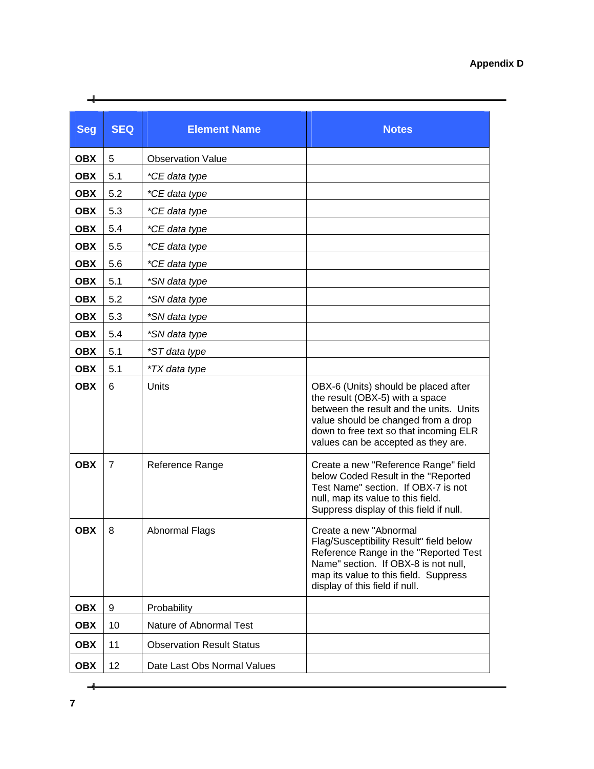| Seg | SEQ | Element Name | Notes |
|---|---|---|---|
| **OBX** | 5 | Observation Value | |
| **OBX** | 5.1 | *\*CE data type* | |
| **OBX** | 5.2 | *\*CE data type* | |
| **OBX** | 5.3 | *\*CE data type* | |
| **OBX** | 5.4 | *\*CE data type* | |
| **OBX** | 5.5 | *\*CE data type* | |
| **OBX** | 5.6 | *\*CE data type* | |
| **OBX** | 5.1 | *\*SN data type* | |
| **OBX** | 5.2 | *\*SN data type* | |
| **OBX** | 5.3 | *\*SN data type* | |
| **OBX** | 5.4 | *\*SN data type* | |
| **OBX** | 5.1 | *\*ST data type* | |
| **OBX** | 5.1 | *\*TX data type* | |
| **OBX** | 6 | Units | OBX-6 (Units) should be placed after the result (OBX-5) with a space between the result and the units. Units value should be changed from a drop down to free text so that incoming ELR values can be accepted as they are. |
| **OBX** | 7 | Reference Range | Create a new "Reference Range" field below Coded Result in the "Reported Test Name" section. If OBX-7 is not null, map its value to this field. Suppress display of this field if null. |
| **OBX** | 8 | Abnormal Flags | Create a new "Abnormal Flag/Susceptibility Result" field below Reference Range in the "Reported Test Name" section. If OBX-8 is not null, map its value to this field. Suppress display of this field if null. |
| **OBX** | 9 | Probability | |
| **OBX** | 10 | Nature of Abnormal Test | |
| **OBX** | 11 | Observation Result Status | |
| **OBX** | 12 | Date Last Obs Normal Values | |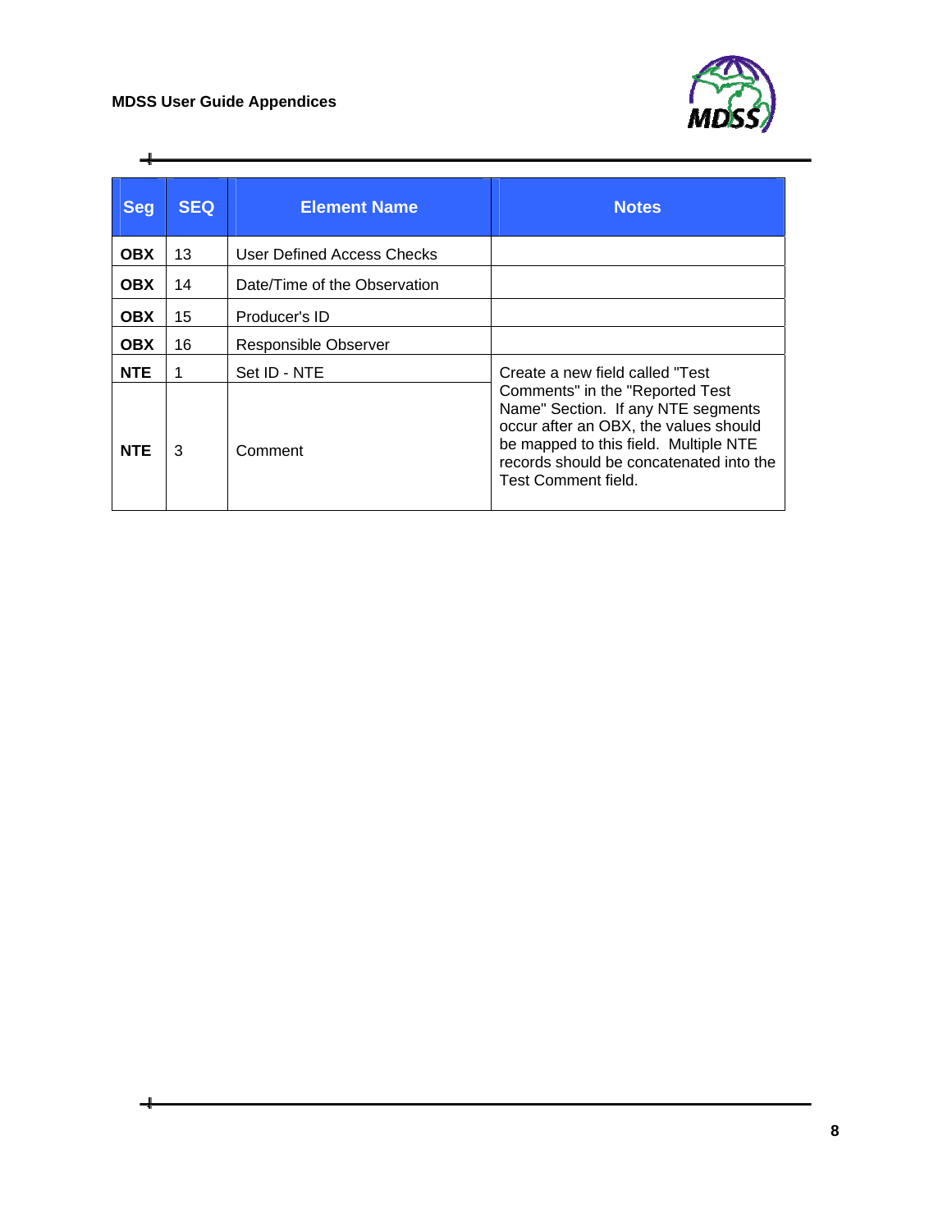| Seg | SEQ | Element Name | Notes |
|---|---|---|---|
| **OBX** | 13 | User Defined Access Checks | |
| **OBX** | 14 | Date/Time of the Observation | |
| **OBX** | 15 | Producer's ID | |
| **OBX** | 16 | Responsible Observer | |
| **NTE** | 1 | Set ID - NTE | Create a new field called "Test Comments" in the "Reported Test Name" Section. If any NTE segments occur after an OBX, the values should be mapped to this field. Multiple NTE records should be concatenated into the Test Comment field. |
| **NTE** | 3 | Comment | |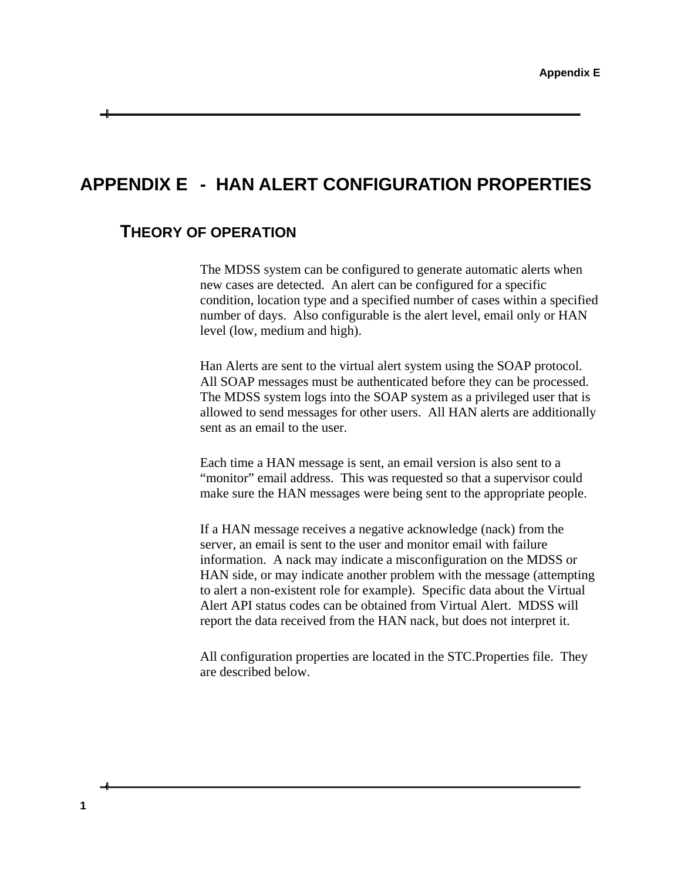# APPENDIX E - HAN ALERT CONFIGURATION PROPERTIES

## THEORY OF OPERATION

The MDSS system can be configured to generate automatic alerts when new cases are detected. An alert can be configured for a specific condition, location type and a specified number of cases within a specified number of days. Also configurable is the alert level, email only or HAN level (low, medium and high).

Han Alerts are sent to the virtual alert system using the SOAP protocol. All SOAP messages must be authenticated before they can be processed. The MDSS system logs into the SOAP system as a privileged user that is allowed to send messages for other users. All HAN alerts are additionally sent as an email to the user.

Each time a HAN message is sent, an email version is also sent to a "monitor" email address. This was requested so that a supervisor could make sure the HAN messages were being sent to the appropriate people.

If a HAN message receives a negative acknowledge (nack) from the server, an email is sent to the user and monitor email with failure information. A nack may indicate a misconfiguration on the MDSS or HAN side, or may indicate another problem with the message (attempting to alert a non-existent role for example). Specific data about the Virtual Alert API status codes can be obtained from Virtual Alert. MDSS will report the data received from the HAN nack, but does not interpret it.

All configuration properties are located in the STC.Properties file. They are described below.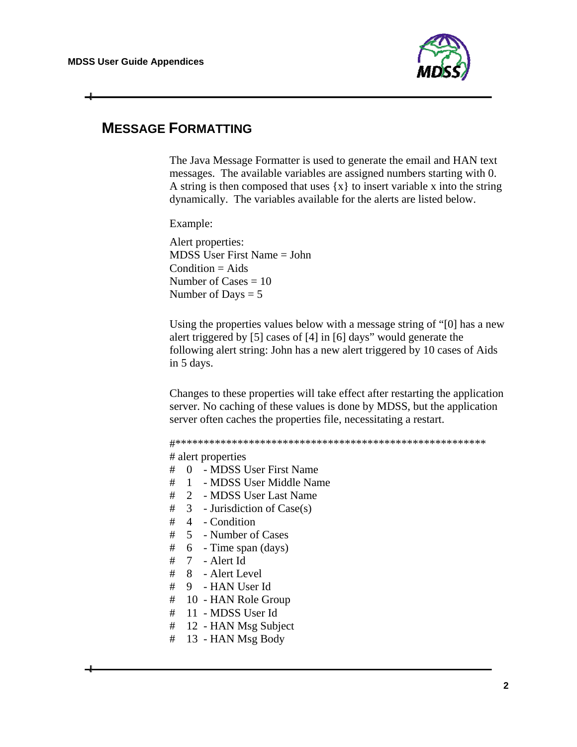## MESSAGE FORMATTING

The Java Message Formatter is used to generate the email and HAN text messages. The available variables are assigned numbers starting with 0. A string is then composed that uses {x} to insert variable x into the string dynamically. The variables available for the alerts are listed below.

Example:

Alert properties:
MDSS User First Name = John
Condition = Aids
Number of Cases = 10
Number of Days = 5

Using the properties values below with a message string of "[0] has a new alert triggered by [5] cases of [4] in [6] days" would generate the following alert string: John has a new alert triggered by 10 cases of Aids in 5 days.

Changes to these properties will take effect after restarting the application server. No caching of these values is done by MDSS, but the application server often caches the properties file, necessitating a restart.

```
#******************************************************
# alert properties
#   0  - MDSS User First Name
#   1  - MDSS User Middle Name
#   2  - MDSS User Last Name
#   3  - Jurisdiction of Case(s)
#   4  - Condition
#   5  - Number of Cases
#   6  - Time span (days)
#   7  - Alert Id
#   8  - Alert Level
#   9  - HAN User Id
#   10 - HAN Role Group
#   11 - MDSS User Id
#   12 - HAN Msg Subject
#   13 - HAN Msg Body
```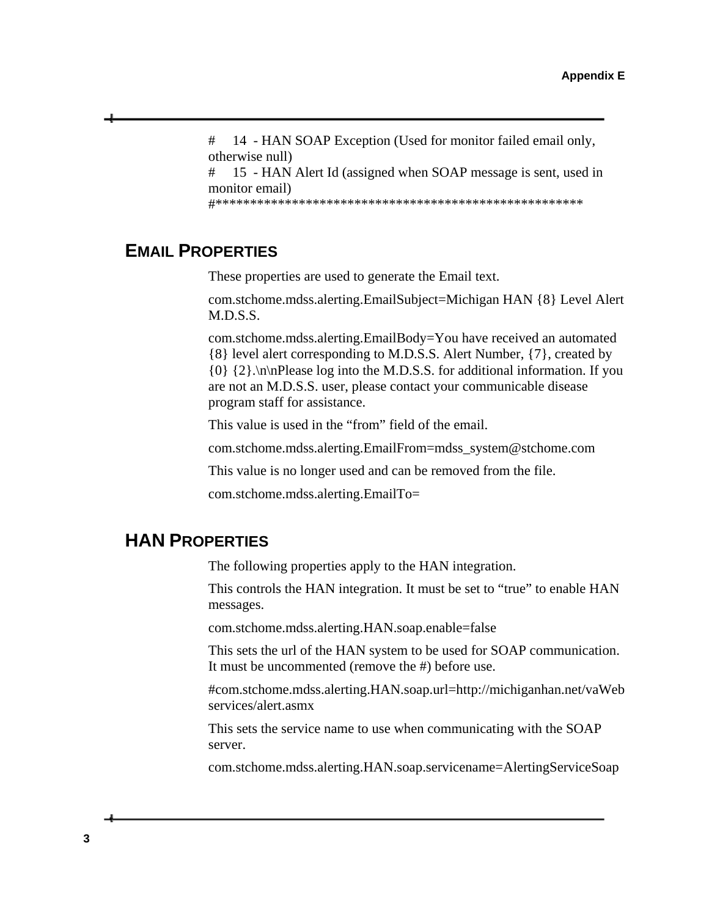#     14  - HAN SOAP Exception (Used for monitor failed email only, otherwise null)
#     15  - HAN Alert Id (assigned when SOAP message is sent, used in monitor email)
#*****************************************************

## EMAIL PROPERTIES

These properties are used to generate the Email text.

com.stchome.mdss.alerting.EmailSubject=Michigan HAN {8} Level Alert M.D.S.S.

com.stchome.mdss.alerting.EmailBody=You have received an automated {8} level alert corresponding to M.D.S.S. Alert Number, {7}, created by {0} {2}.\n\nPlease log into the M.D.S.S. for additional information. If you are not an M.D.S.S. user, please contact your communicable disease program staff for assistance.

This value is used in the “from” field of the email.

com.stchome.mdss.alerting.EmailFrom=mdss_system@stchome.com

This value is no longer used and can be removed from the file.

com.stchome.mdss.alerting.EmailTo=

## HAN PROPERTIES

The following properties apply to the HAN integration.

This controls the HAN integration. It must be set to “true” to enable HAN messages.

com.stchome.mdss.alerting.HAN.soap.enable=false

This sets the url of the HAN system to be used for SOAP communication. It must be uncommented (remove the #) before use.

#com.stchome.mdss.alerting.HAN.soap.url=http://michiganhan.net/vaWebservices/alert.asmx

This sets the service name to use when communicating with the SOAP server.

com.stchome.mdss.alerting.HAN.soap.servicename=AlertingServiceSoap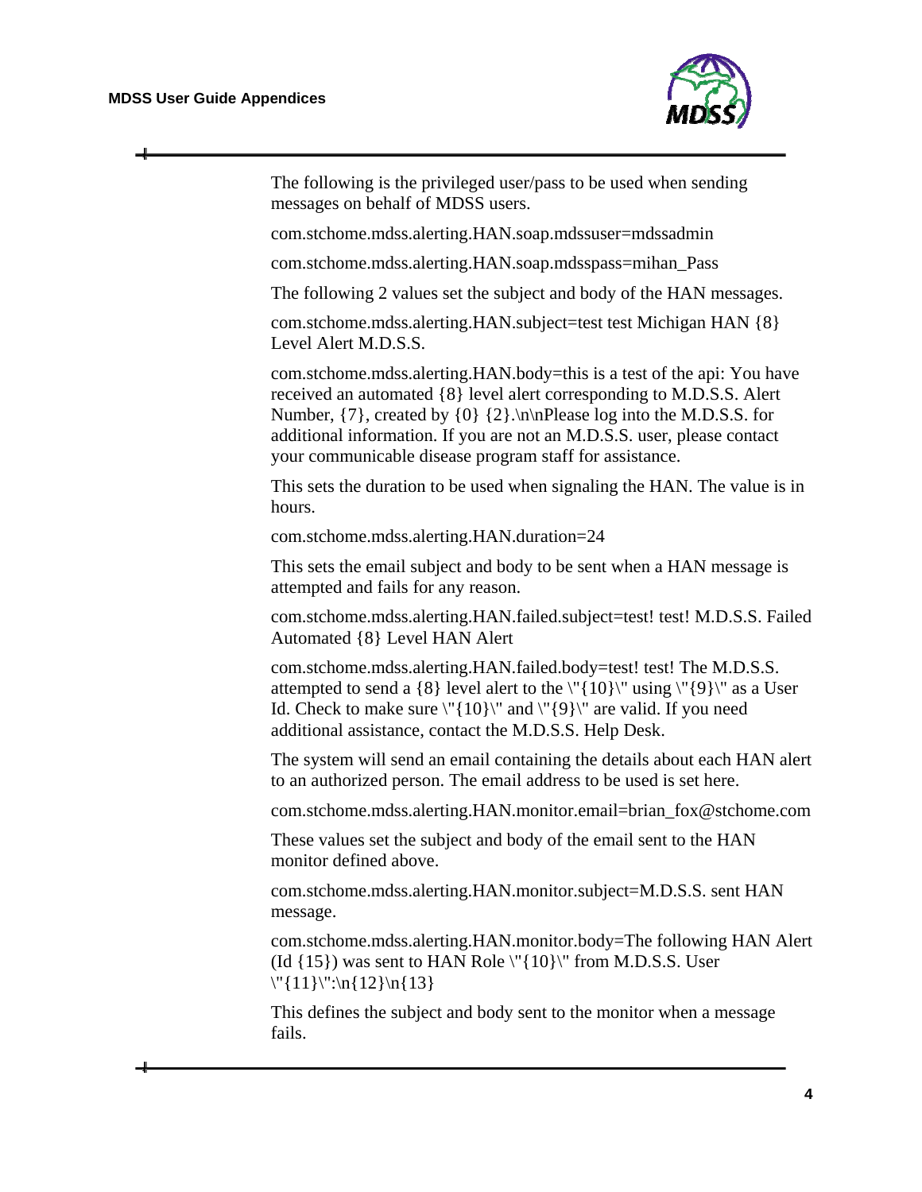The following is the privileged user/pass to be used when sending messages on behalf of MDSS users.

com.stchome.mdss.alerting.HAN.soap.mdssuser=mdssadmin

com.stchome.mdss.alerting.HAN.soap.mdsspass=mihan_Pass

The following 2 values set the subject and body of the HAN messages.

com.stchome.mdss.alerting.HAN.subject=test test Michigan HAN {8} Level Alert M.D.S.S.

com.stchome.mdss.alerting.HAN.body=this is a test of the api: You have received an automated {8} level alert corresponding to M.D.S.S. Alert Number, {7}, created by {0} {2}.\n\nPlease log into the M.D.S.S. for additional information. If you are not an M.D.S.S. user, please contact your communicable disease program staff for assistance.

This sets the duration to be used when signaling the HAN. The value is in hours.

com.stchome.mdss.alerting.HAN.duration=24

This sets the email subject and body to be sent when a HAN message is attempted and fails for any reason.

com.stchome.mdss.alerting.HAN.failed.subject=test! test! M.D.S.S. Failed Automated {8} Level HAN Alert

com.stchome.mdss.alerting.HAN.failed.body=test! test! The M.D.S.S. attempted to send a {8} level alert to the \"{10}\" using \"{9}\" as a User Id. Check to make sure \"{10}\" and \"{9}\" are valid. If you need additional assistance, contact the M.D.S.S. Help Desk.

The system will send an email containing the details about each HAN alert to an authorized person. The email address to be used is set here.

com.stchome.mdss.alerting.HAN.monitor.email=brian_fox@stchome.com

These values set the subject and body of the email sent to the HAN monitor defined above.

com.stchome.mdss.alerting.HAN.monitor.subject=M.D.S.S. sent HAN message.

com.stchome.mdss.alerting.HAN.monitor.body=The following HAN Alert (Id {15}) was sent to HAN Role \"{10}\" from M.D.S.S. User \"{11}\":\n{12}\n{13}

This defines the subject and body sent to the monitor when a message fails.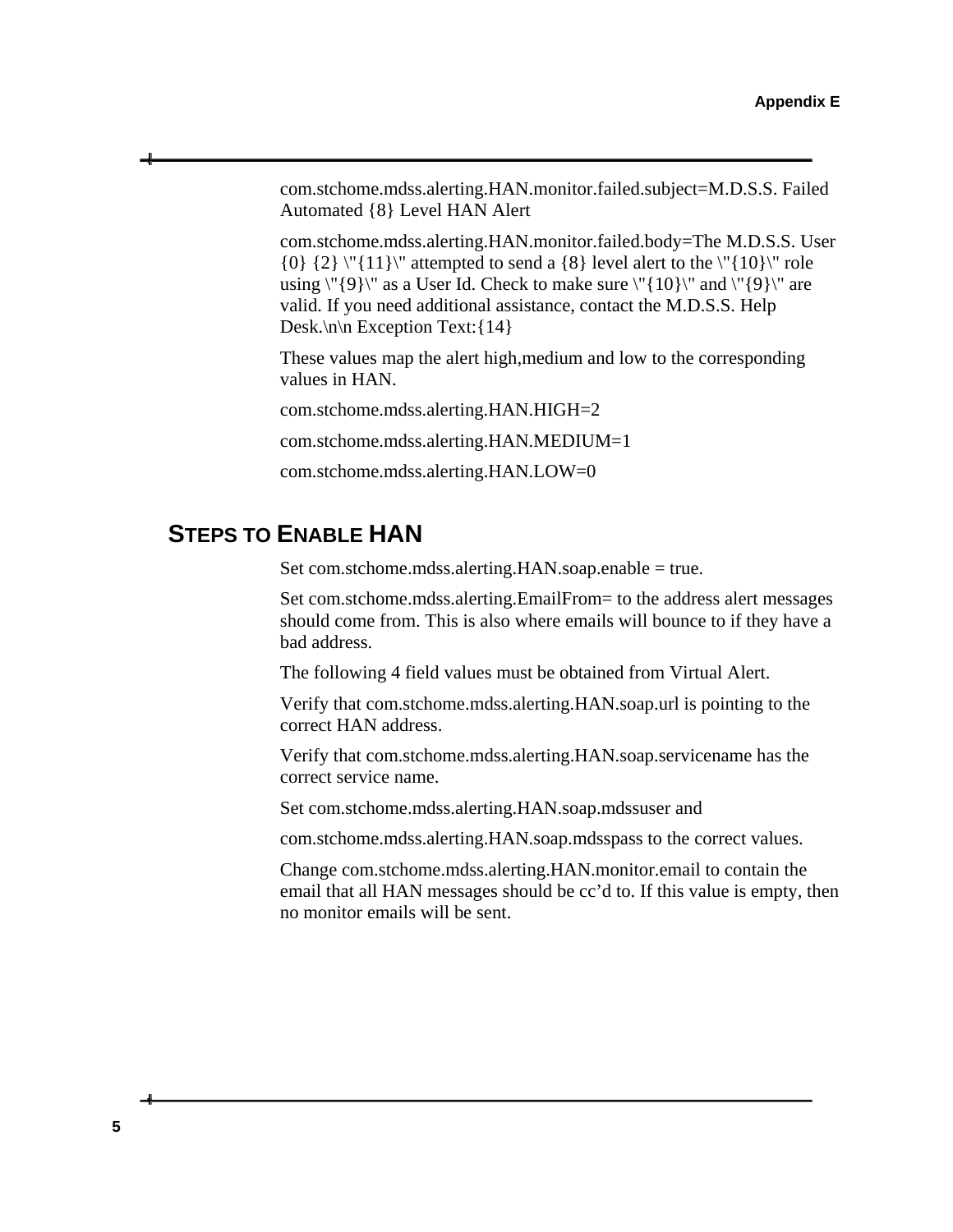com.stchome.mdss.alerting.HAN.monitor.failed.subject=M.D.S.S. Failed Automated {8} Level HAN Alert

com.stchome.mdss.alerting.HAN.monitor.failed.body=The M.D.S.S. User {0} {2} \"{11}\" attempted to send a {8} level alert to the \"{10}\" role using \"{9}\" as a User Id. Check to make sure \"{10}\" and \"{9}\" are valid. If you need additional assistance, contact the M.D.S.S. Help Desk.\n\n Exception Text:{14}

These values map the alert high,medium and low to the corresponding values in HAN.

com.stchome.mdss.alerting.HAN.HIGH=2

com.stchome.mdss.alerting.HAN.MEDIUM=1

com.stchome.mdss.alerting.HAN.LOW=0

## STEPS TO ENABLE HAN

Set com.stchome.mdss.alerting.HAN.soap.enable = true.

Set com.stchome.mdss.alerting.EmailFrom= to the address alert messages should come from. This is also where emails will bounce to if they have a bad address.

The following 4 field values must be obtained from Virtual Alert.

Verify that com.stchome.mdss.alerting.HAN.soap.url is pointing to the correct HAN address.

Verify that com.stchome.mdss.alerting.HAN.soap.servicename has the correct service name.

Set com.stchome.mdss.alerting.HAN.soap.mdssuser and

com.stchome.mdss.alerting.HAN.soap.mdsspass to the correct values.

Change com.stchome.mdss.alerting.HAN.monitor.email to contain the email that all HAN messages should be cc'd to. If this value is empty, then no monitor emails will be sent.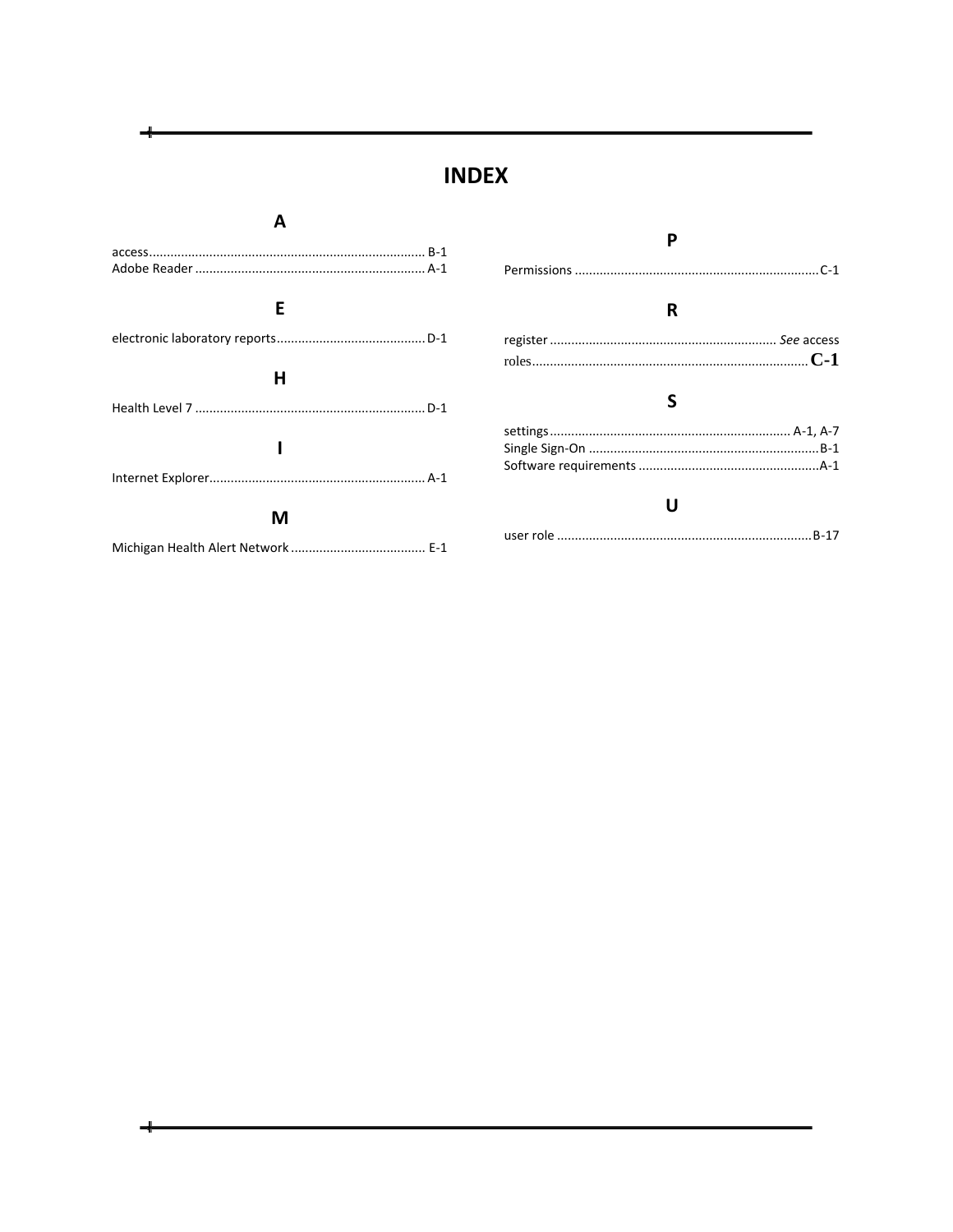# INDEX

## A

access ............................................................................ B-1
Adobe Reader ................................................................ A-1

## E

electronic laboratory reports .......................................... D-1

## H

Health Level 7 ................................................................ D-1

## I

Internet Explorer ............................................................ A-1

## M

Michigan Health Alert Network ..................................... E-1

## P

Permissions .................................................................... C-1

## R

register ............................................................... *See* access
roles ............................................................................ **C-1**

## S

settings ................................................................... A-1, A-7
Single Sign-On ................................................................ B-1
Software requirements .................................................. A-1

## U

user role ....................................................................... B-17